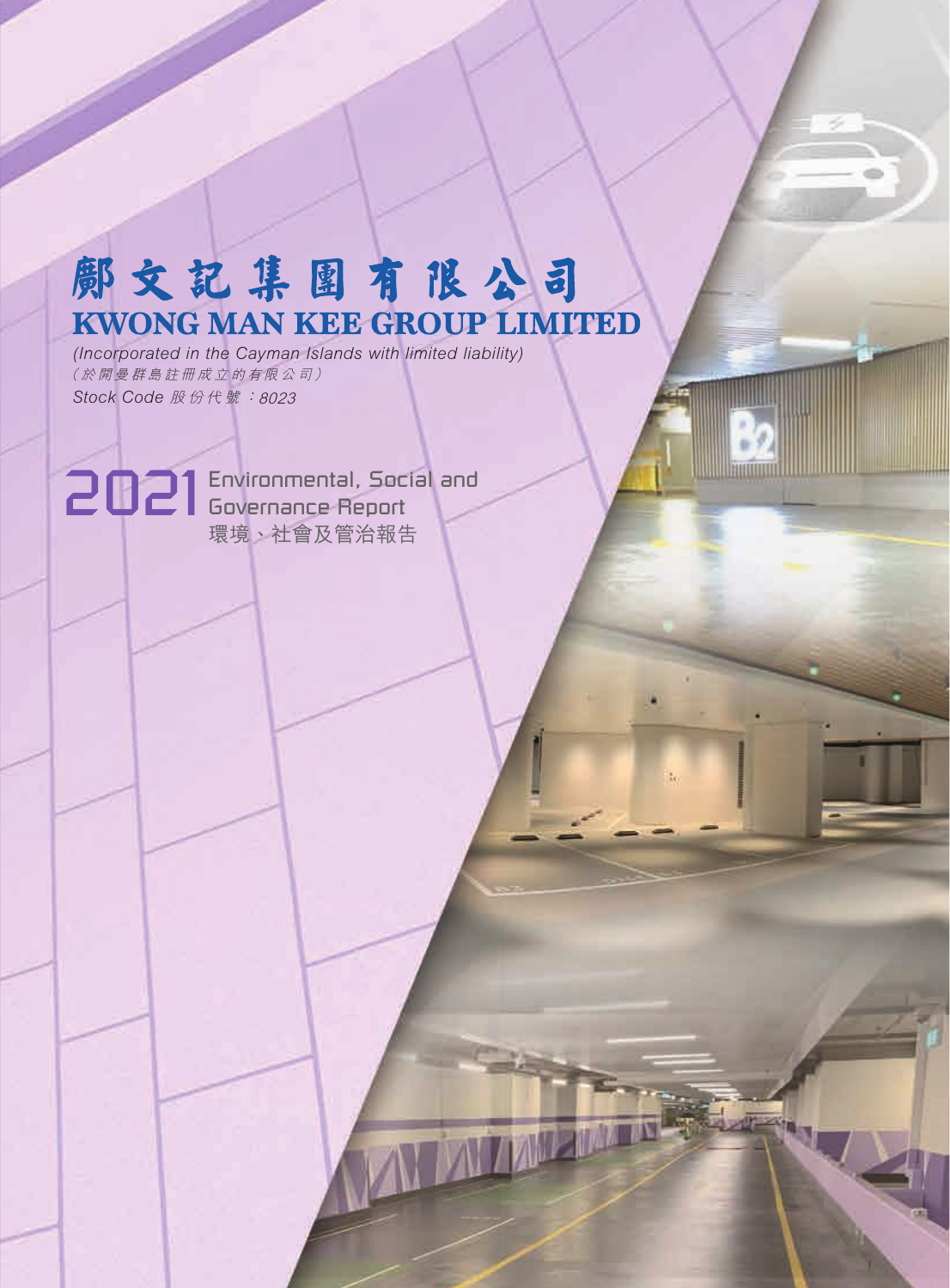# 鄺文記集團有限公司
# KWONG MAN KEE GROUP LIMITED

*(Incorporated in the Cayman Islands with limited liability)*
*（於開曼群島註冊成立的有限公司）*
*Stock Code 股份代號：8023*

## 2021 Environmental, Social and Governance Report
## 環境、社會及管治報告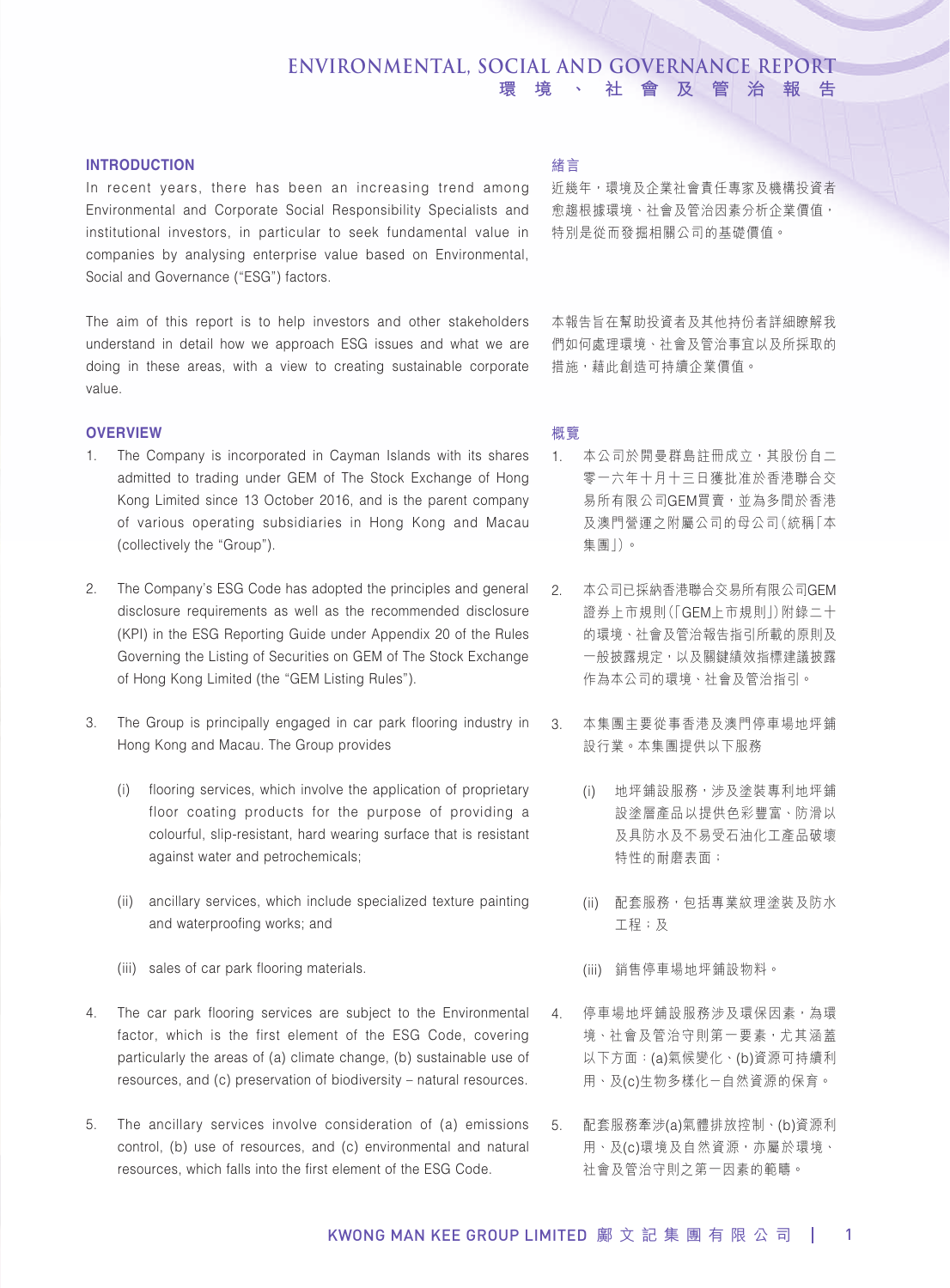## INTRODUCTION

In recent years, there has been an increasing trend among Environmental and Corporate Social Responsibility Specialists and institutional investors, in particular to seek fundamental value in companies by analysing enterprise value based on Environmental, Social and Governance ("ESG") factors.

The aim of this report is to help investors and other stakeholders understand in detail how we approach ESG issues and what we are doing in these areas, with a view to creating sustainable corporate value.

## 緒言

近幾年，環境及企業社會責任專家及機構投資者愈趨根據環境、社會及管治因素分析企業價值，特別是從而發掘相關公司的基礎價值。

本報告旨在幫助投資者及其他持份者詳細瞭解我們如何處理環境、社會及管治事宜以及所採取的措施，藉此創造可持續企業價值。

## OVERVIEW

1. The Company is incorporated in Cayman Islands with its shares admitted to trading under GEM of The Stock Exchange of Hong Kong Limited since 13 October 2016, and is the parent company of various operating subsidiaries in Hong Kong and Macau (collectively the "Group").

2. The Company's ESG Code has adopted the principles and general disclosure requirements as well as the recommended disclosure (KPI) in the ESG Reporting Guide under Appendix 20 of the Rules Governing the Listing of Securities on GEM of The Stock Exchange of Hong Kong Limited (the "GEM Listing Rules").

3. The Group is principally engaged in car park flooring industry in Hong Kong and Macau. The Group provides

   (i) flooring services, which involve the application of proprietary floor coating products for the purpose of providing a colourful, slip-resistant, hard wearing surface that is resistant against water and petrochemicals;

   (ii) ancillary services, which include specialized texture painting and waterproofing works; and

   (iii) sales of car park flooring materials.

4. The car park flooring services are subject to the Environmental factor, which is the first element of the ESG Code, covering particularly the areas of (a) climate change, (b) sustainable use of resources, and (c) preservation of biodiversity – natural resources.

5. The ancillary services involve consideration of (a) emissions control, (b) use of resources, and (c) environmental and natural resources, which falls into the first element of the ESG Code.

## 概覽

1. 本公司於開曼群島註冊成立，其股份自二零一六年十月十三日獲批准於香港聯合交易所有限公司GEM買賣，並為多間於香港及澳門營運之附屬公司的母公司（統稱「本集團」）。

2. 本公司已採納香港聯合交易所有限公司GEM證券上市規則（「GEM上市規則」）附錄二十的環境、社會及管治報告指引所載的原則及一般披露規定，以及關鍵績效指標建議披露作為本公司的環境、社會及管治指引。

3. 本集團主要從事香港及澳門停車場地坪鋪設行業。本集團提供以下服務

   (i) 地坪鋪設服務，涉及塗裝專利地坪鋪設塗層產品以提供色彩豐富、防滑以及具防水及不易受石油化工產品破壞特性的耐磨表面；

   (ii) 配套服務，包括專業紋理塗裝及防水工程；及

   (iii) 銷售停車場地坪鋪設物料。

4. 停車場地坪鋪設服務涉及環保因素，為環境、社會及管治守則第一要素，尤其涵蓋以下方面：(a)氣候變化、(b)資源可持續利用、及(c)生物多樣化－自然資源的保育。

5. 配套服務牽涉(a)氣體排放控制、(b)資源利用、及(c)環境及自然資源，亦屬於環境、社會及管治守則之第一因素的範疇。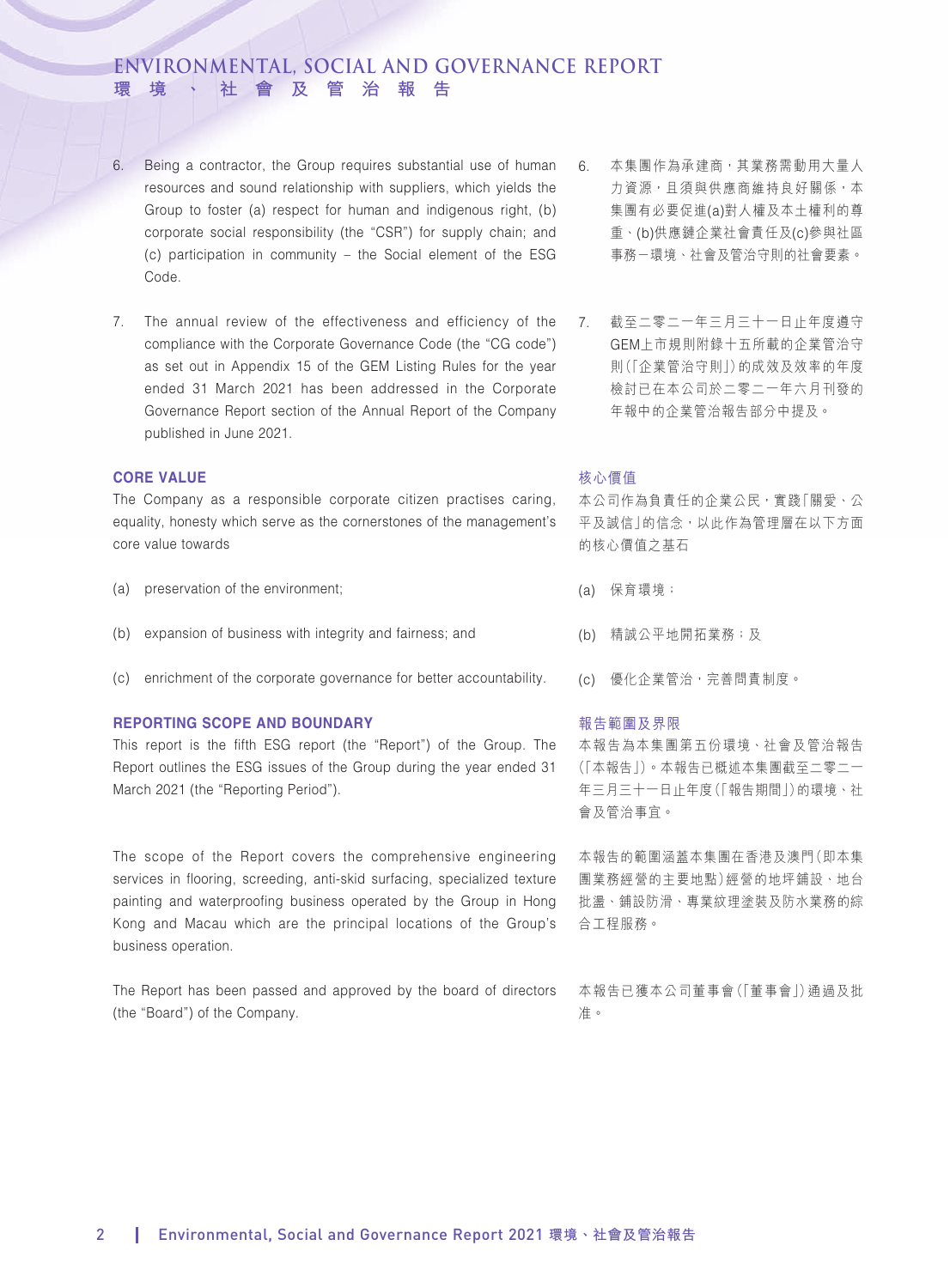6. Being a contractor, the Group requires substantial use of human resources and sound relationship with suppliers, which yields the Group to foster (a) respect for human and indigenous right, (b) corporate social responsibility (the "CSR") for supply chain; and (c) participation in community – the Social element of the ESG Code.

7. The annual review of the effectiveness and efficiency of the compliance with the Corporate Governance Code (the "CG code") as set out in Appendix 15 of the GEM Listing Rules for the year ended 31 March 2021 has been addressed in the Corporate Governance Report section of the Annual Report of the Company published in June 2021.

6. 本集團作為承建商，其業務需動用大量人力資源，且須與供應商維持良好關係，本集團有必要促進(a)對人權及本土權利的尊重、(b)供應鏈企業社會責任及(c)參與社區事務－環境、社會及管治守則的社會要素。

7. 截至二零二一年三月三十一日止年度遵守GEM上市規則附錄十五所載的企業管治守則（「企業管治守則」）的成效及效率的年度檢討已在本公司於二零二一年六月刊發的年報中的企業管治報告部分中提及。

## CORE VALUE

The Company as a responsible corporate citizen practises caring, equality, honesty which serve as the cornerstones of the management's core value towards

(a) preservation of the environment;

(b) expansion of business with integrity and fairness; and

(c) enrichment of the corporate governance for better accountability.

## 核心價值

本公司作為負責任的企業公民，實踐「關愛、公平及誠信」的信念，以此作為管理層在以下方面的核心價值之基石

(a) 保育環境；

(b) 精誠公平地開拓業務；及

(c) 優化企業管治，完善問責制度。

## REPORTING SCOPE AND BOUNDARY

This report is the fifth ESG report (the "Report") of the Group. The Report outlines the ESG issues of the Group during the year ended 31 March 2021 (the "Reporting Period").

The scope of the Report covers the comprehensive engineering services in flooring, screeding, anti-skid surfacing, specialized texture painting and waterproofing business operated by the Group in Hong Kong and Macau which are the principal locations of the Group's business operation.

The Report has been passed and approved by the board of directors (the "Board") of the Company.

## 報告範圍及界限

本報告為本集團第五份環境、社會及管治報告（「本報告」）。本報告已概述本集團截至二零二一年三月三十一日止年度（「報告期間」）的環境、社會及管治事宜。

本報告的範圍涵蓋本集團在香港及澳門（即本集團業務經營的主要地點）經營的地坪鋪設、地台批盪、鋪設防滑、專業紋理塗裝及防水業務的綜合工程服務。

本報告已獲本公司董事會（「董事會」）通過及批准。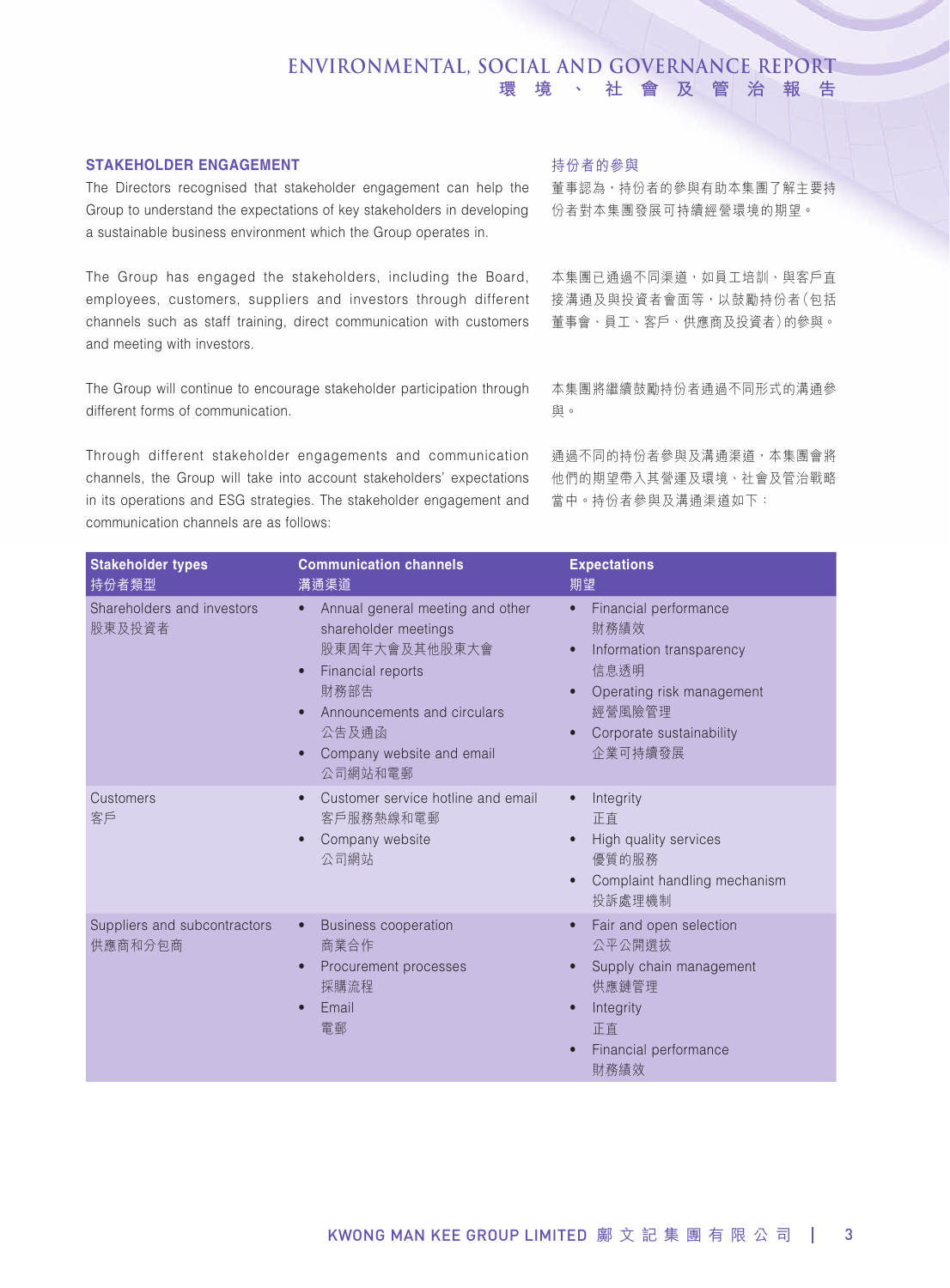## STAKEHOLDER ENGAGEMENT

The Directors recognised that stakeholder engagement can help the Group to understand the expectations of key stakeholders in developing a sustainable business environment which the Group operates in.

The Group has engaged the stakeholders, including the Board, employees, customers, suppliers and investors through different channels such as staff training, direct communication with customers and meeting with investors.

The Group will continue to encourage stakeholder participation through different forms of communication.

Through different stakeholder engagements and communication channels, the Group will take into account stakeholders' expectations in its operations and ESG strategies. The stakeholder engagement and communication channels are as follows:

## 持份者的參與

董事認為，持份者的參與有助本集團了解主要持份者對本集團發展可持續經營環境的期望。

本集團已通過不同渠道，如員工培訓、與客戶直接溝通及與投資者會面等，以鼓勵持份者（包括董事會、員工、客戶、供應商及投資者）的參與。

本集團將繼續鼓勵持份者通過不同形式的溝通參與。

通過不同的持份者參與及溝通渠道，本集團會將他們的期望帶入其營運及環境、社會及管治戰略當中。持份者參與及溝通渠道如下：

| Stakeholder types<br>持份者類型 | Communication channels<br>溝通渠道 | Expectations<br>期望 |
|---|---|---|
| Shareholders and investors<br>股東及投資者 | • Annual general meeting and other shareholder meetings<br>股東周年大會及其他股東大會<br>• Financial reports<br>財務部告<br>• Announcements and circulars<br>公告及通函<br>• Company website and email<br>公司網站和電郵 | • Financial performance<br>財務績效<br>• Information transparency<br>信息透明<br>• Operating risk management<br>經營風險管理<br>• Corporate sustainability<br>企業可持續發展 |
| Customers<br>客戶 | • Customer service hotline and email<br>客戶服務熱線和電郵<br>• Company website<br>公司網站 | • Integrity<br>正直<br>• High quality services<br>優質的服務<br>• Complaint handling mechanism<br>投訴處理機制 |
| Suppliers and subcontractors<br>供應商和分包商 | • Business cooperation<br>商業合作<br>• Procurement processes<br>採購流程<br>• Email<br>電郵 | • Fair and open selection<br>公平公開選拔<br>• Supply chain management<br>供應鏈管理<br>• Integrity<br>正直<br>• Financial performance<br>財務績效 |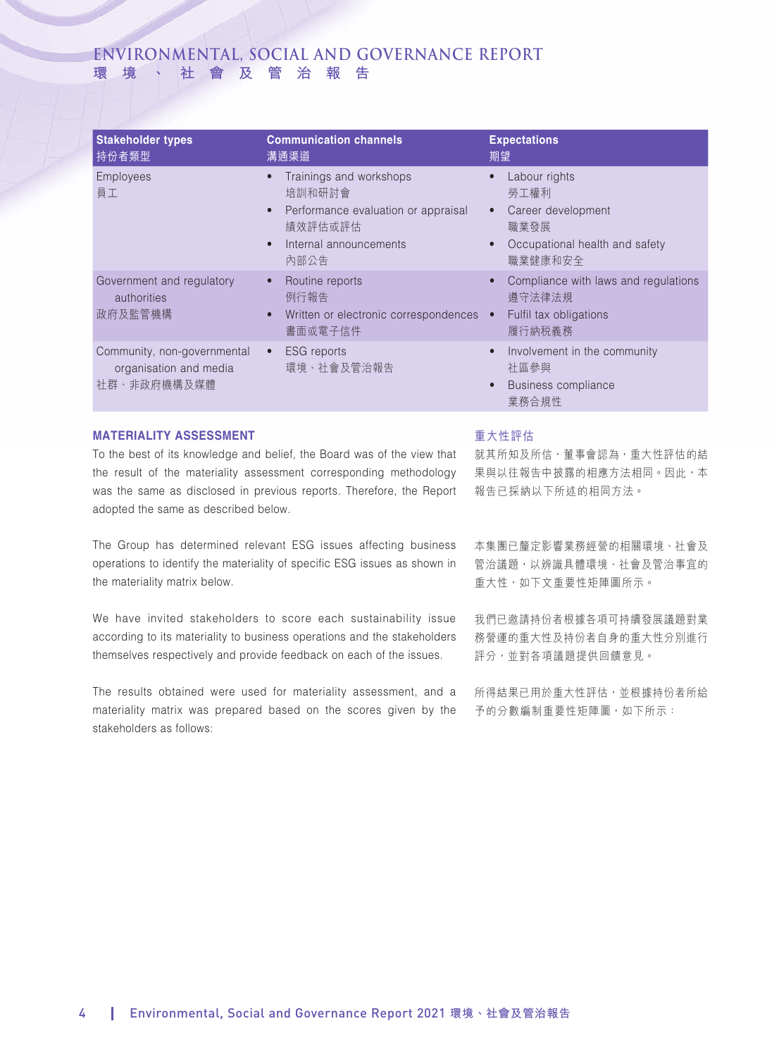| Stakeholder types<br>持份者類型 | Communication channels<br>溝通渠道 | Expectations<br>期望 |
|---|---|---|
| Employees<br>員工 | • Trainings and workshops<br>培訓和研討會<br>• Performance evaluation or appraisal<br>績效評估或評估<br>• Internal announcements<br>內部公告 | • Labour rights<br>勞工權利<br>• Career development<br>職業發展<br>• Occupational health and safety<br>職業健康和安全 |
| Government and regulatory authorities<br>政府及監管機構 | • Routine reports<br>例行報告<br>• Written or electronic correspondences<br>書面或電子信件 | • Compliance with laws and regulations<br>遵守法律法規<br>• Fulfil tax obligations<br>履行納稅義務 |
| Community, non-governmental organisation and media<br>社群、非政府機構及媒體 | • ESG reports<br>環境、社會及管治報告 | • Involvement in the community<br>社區參與<br>• Business compliance<br>業務合規性 |

## MATERIALITY ASSESSMENT

To the best of its knowledge and belief, the Board was of the view that the result of the materiality assessment corresponding methodology was the same as disclosed in previous reports. Therefore, the Report adopted the same as described below.

The Group has determined relevant ESG issues affecting business operations to identify the materiality of specific ESG issues as shown in the materiality matrix below.

We have invited stakeholders to score each sustainability issue according to its materiality to business operations and the stakeholders themselves respectively and provide feedback on each of the issues.

The results obtained were used for materiality assessment, and a materiality matrix was prepared based on the scores given by the stakeholders as follows:

## 重大性評估

就其所知及所信，董事會認為，重大性評估的結果與以往報告中披露的相應方法相同。因此，本報告已採納以下所述的相同方法。

本集團已釐定影響業務經營的相關環境、社會及管治議題，以辨識具體環境、社會及管治事宜的重大性，如下文重要性矩陣圖所示。

我們已邀請持份者根據各項可持續發展議題對業務營運的重大性及持份者自身的重大性分別進行評分，並對各項議題提供回饋意見。

所得結果已用於重大性評估，並根據持份者所給予的分數編制重要性矩陣圖，如下所示：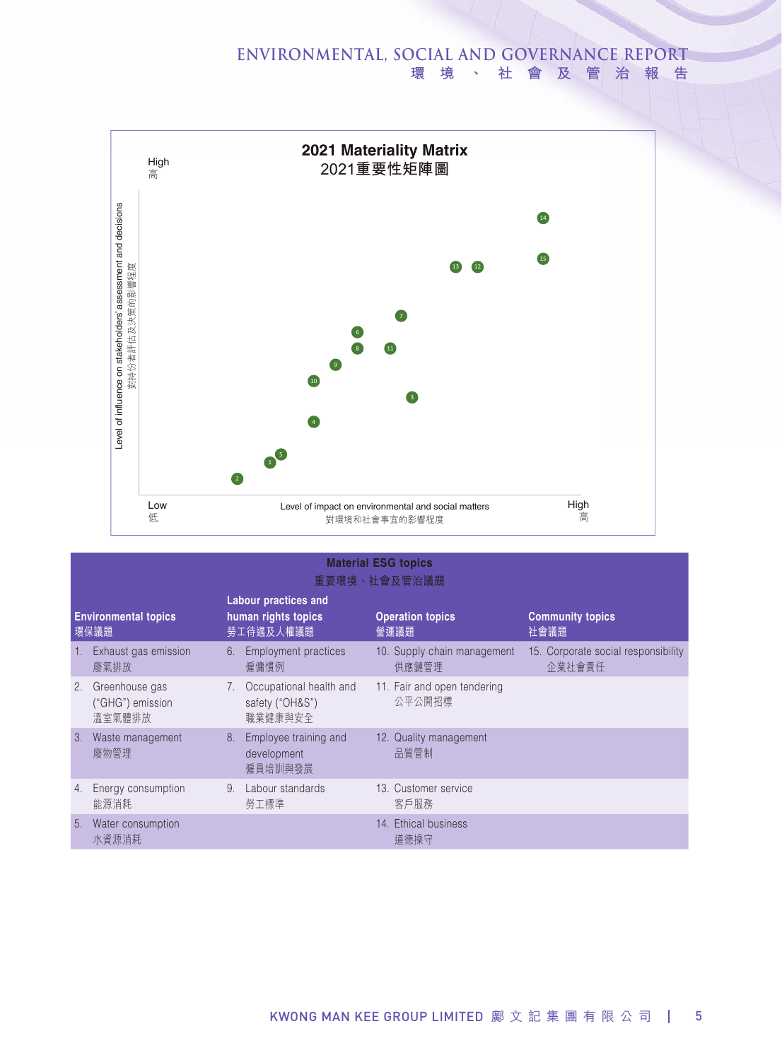## 2021 Materiality Matrix
## 2021重要性矩陣圖

Level of influence on stakeholders' assessment and decisions
對持份者評估及決策的影響程度

High
高

Low
低

Level of impact on environmental and social matters
對環境和社會事宜的影響程度

High
高

| Material ESG topics 重要環境、社會及管治議題 | | | |
|---|---|---|---|
| **Environmental topics** 環保議題 | **Labour practices and human rights topics** 勞工待遇及人權議題 | **Operation topics** 營運議題 | **Community topics** 社會議題 |
| 1. Exhaust gas emission 廢氣排放 | 6. Employment practices 僱傭慣例 | 10. Supply chain management 供應鏈管理 | 15. Corporate social responsibility 企業社會責任 |
| 2. Greenhouse gas ("GHG") emission 溫室氣體排放 | 7. Occupational health and safety ("OH&S") 職業健康與安全 | 11. Fair and open tendering 公平公開招標 | |
| 3. Waste management 廢物管理 | 8. Employee training and development 僱員培訓與發展 | 12. Quality management 品質管制 | |
| 4. Energy consumption 能源消耗 | 9. Labour standards 勞工標準 | 13. Customer service 客戶服務 | |
| 5. Water consumption 水資源消耗 | | 14. Ethical business 道德操守 | |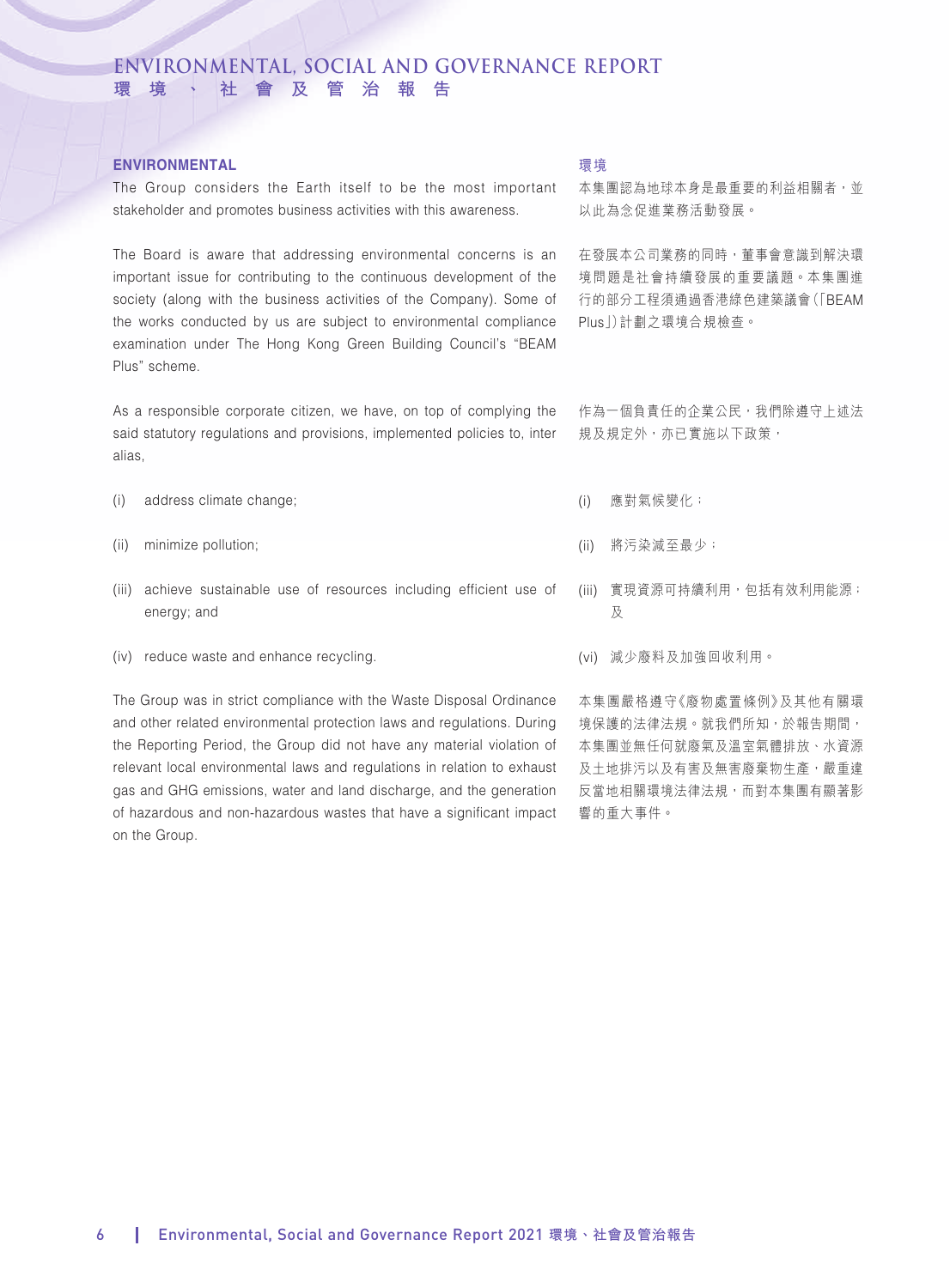## ENVIRONMENTAL

The Group considers the Earth itself to be the most important stakeholder and promotes business activities with this awareness.

The Board is aware that addressing environmental concerns is an important issue for contributing to the continuous development of the society (along with the business activities of the Company). Some of the works conducted by us are subject to environmental compliance examination under The Hong Kong Green Building Council's "BEAM Plus" scheme.

As a responsible corporate citizen, we have, on top of complying the said statutory regulations and provisions, implemented policies to, inter alias,

(i) address climate change;

(ii) minimize pollution;

(iii) achieve sustainable use of resources including efficient use of energy; and

(iv) reduce waste and enhance recycling.

The Group was in strict compliance with the Waste Disposal Ordinance and other related environmental protection laws and regulations. During the Reporting Period, the Group did not have any material violation of relevant local environmental laws and regulations in relation to exhaust gas and GHG emissions, water and land discharge, and the generation of hazardous and non-hazardous wastes that have a significant impact on the Group.

## 環境

本集團認為地球本身是最重要的利益相關者，並以此為念促進業務活動發展。

在發展本公司業務的同時，董事會意識到解決環境問題是社會持續發展的重要議題。本集團進行的部分工程須通過香港綠色建築議會（「BEAM Plus」）計劃之環境合規檢查。

作為一個負責任的企業公民，我們除遵守上述法規及規定外，亦已實施以下政策，

(i) 應對氣候變化；

(ii) 將污染減至最少；

(iii) 實現資源可持續利用，包括有效利用能源；及

(vi) 減少廢料及加強回收利用。

本集團嚴格遵守《廢物處置條例》及其他有關環境保護的法律法規。就我們所知，於報告期間，本集團並無任何就廢氣及溫室氣體排放、水資源及土地排污以及有害及無害廢棄物生產，嚴重違反當地相關環境法律法規，而對本集團有顯著影響的重大事件。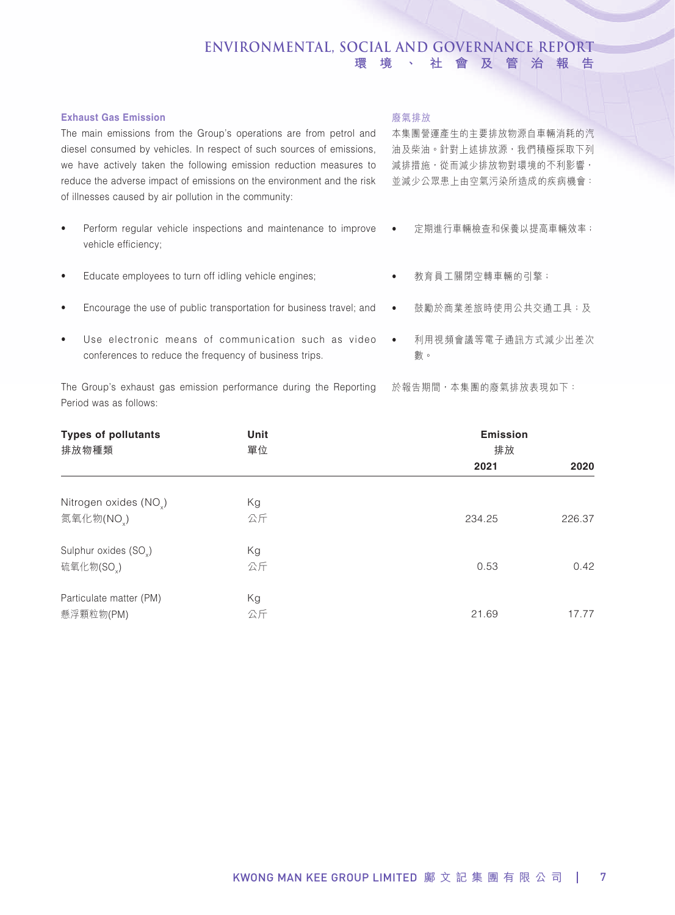### Exhaust Gas Emission

The main emissions from the Group's operations are from petrol and diesel consumed by vehicles. In respect of such sources of emissions, we have actively taken the following emission reduction measures to reduce the adverse impact of emissions on the environment and the risk of illnesses caused by air pollution in the community:

- Perform regular vehicle inspections and maintenance to improve vehicle efficiency;
- Educate employees to turn off idling vehicle engines;
- Encourage the use of public transportation for business travel; and
- Use electronic means of communication such as video conferences to reduce the frequency of business trips.

The Group's exhaust gas emission performance during the Reporting Period was as follows:

### 廢氣排放

本集團營運產生的主要排放物源自車輛消耗的汽油及柴油。針對上述排放源，我們積極採取下列減排措施，從而減少排放物對環境的不利影響，並減少公眾患上由空氣污染所造成的疾病機會：

- 定期進行車輛檢查和保養以提高車輛效率；
- 教育員工關閉空轉車輛的引擎；
- 鼓勵於商業差旅時使用公共交通工具；及
- 利用視頻會議等電子通訊方式減少出差次數。

於報告期間，本集團的廢氣排放表現如下：

| Types of pollutants<br>排放物種類 | Unit<br>單位 | Emission<br>排放 | |
|---|---|---|---|
| | | 2021 | 2020 |
| Nitrogen oxides ($NO_x$)<br>氮氧化物($NO_x$) | Kg<br>公斤 | 234.25 | 226.37 |
| Sulphur oxides ($SO_x$)<br>硫氧化物($SO_x$) | Kg<br>公斤 | 0.53 | 0.42 |
| Particulate matter (PM)<br>懸浮顆粒物(PM) | Kg<br>公斤 | 21.69 | 17.77 |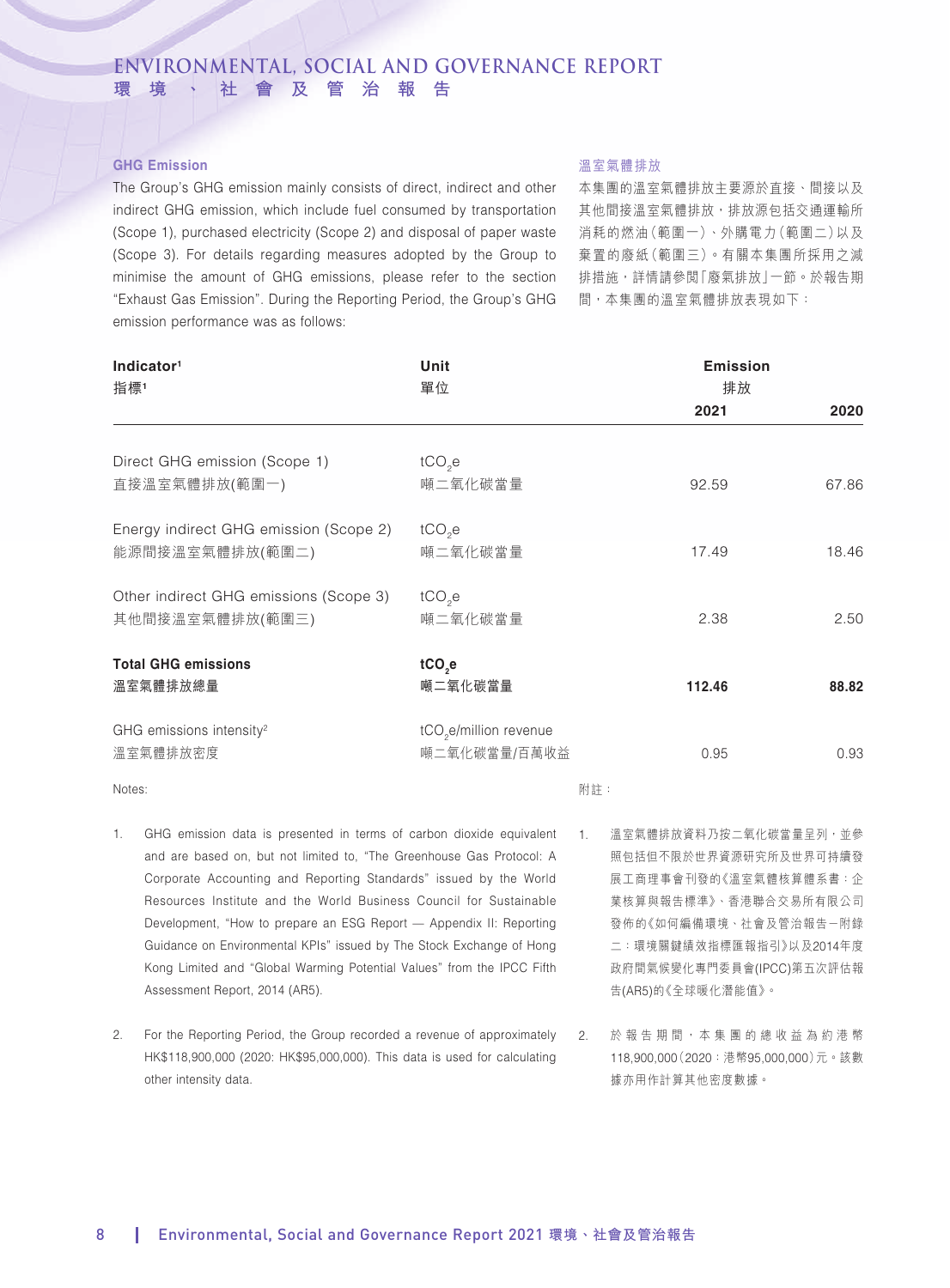## GHG Emission

The Group's GHG emission mainly consists of direct, indirect and other indirect GHG emission, which include fuel consumed by transportation (Scope 1), purchased electricity (Scope 2) and disposal of paper waste (Scope 3). For details regarding measures adopted by the Group to minimise the amount of GHG emissions, please refer to the section "Exhaust Gas Emission". During the Reporting Period, the Group's GHG emission performance was as follows:

## 溫室氣體排放

本集團的溫室氣體排放主要源於直接、間接以及其他間接溫室氣體排放，排放源包括交通運輸所消耗的燃油(範圍一)、外購電力(範圍二)以及棄置的廢紙(範圍三)。有關本集團所採用之減排措施，詳情請參閱「廢氣排放」一節。於報告期間，本集團的溫室氣體排放表現如下：

| Indicator[1] 指標[1] | Unit 單位 | Emission 排放 | |
|---|---|---|---|
| | | 2021 | 2020 |
| Direct GHG emission (Scope 1) 直接溫室氣體排放(範圍一) | $tCO_2e$ 噸二氧化碳當量 | 92.59 | 67.86 |
| Energy indirect GHG emission (Scope 2) 能源間接溫室氣體排放(範圍二) | $tCO_2e$ 噸二氧化碳當量 | 17.49 | 18.46 |
| Other indirect GHG emissions (Scope 3) 其他間接溫室氣體排放(範圍三) | $tCO_2e$ 噸二氧化碳當量 | 2.38 | 2.50 |
| **Total GHG emissions 溫室氣體排放總量** | **$tCO_2e$ 噸二氧化碳當量** | **112.46** | **88.82** |
| GHG emissions intensity[2] 溫室氣體排放密度 | $tCO_2e$/million revenue 噸二氧化碳當量/百萬收益 | 0.95 | 0.93 |

Notes:

1. GHG emission data is presented in terms of carbon dioxide equivalent and are based on, but not limited to, "The Greenhouse Gas Protocol: A Corporate Accounting and Reporting Standards" issued by the World Resources Institute and the World Business Council for Sustainable Development, "How to prepare an ESG Report — Appendix II: Reporting Guidance on Environmental KPIs" issued by The Stock Exchange of Hong Kong Limited and "Global Warming Potential Values" from the IPCC Fifth Assessment Report, 2014 (AR5).

2. For the Reporting Period, the Group recorded a revenue of approximately HK$118,900,000 (2020: HK$95,000,000). This data is used for calculating other intensity data.

附註：

1. 溫室氣體排放資料乃按二氧化碳當量呈列，並參照包括但不限於世界資源研究所及世界可持續發展工商理事會刊發的《溫室氣體核算體系書：企業核算與報告標準》、香港聯合交易所有限公司發佈的《如何編備環境、社會及管治報告－附錄二：環境關鍵績效指標匯報指引》以及2014年度政府間氣候變化專門委員會(IPCC)第五次評估報告(AR5)的《全球暖化潛能值》。

2. 於報告期間，本集團的總收益為約港幣118,900,000(2020：港幣95,000,000)元。該數據亦用作計算其他密度數據。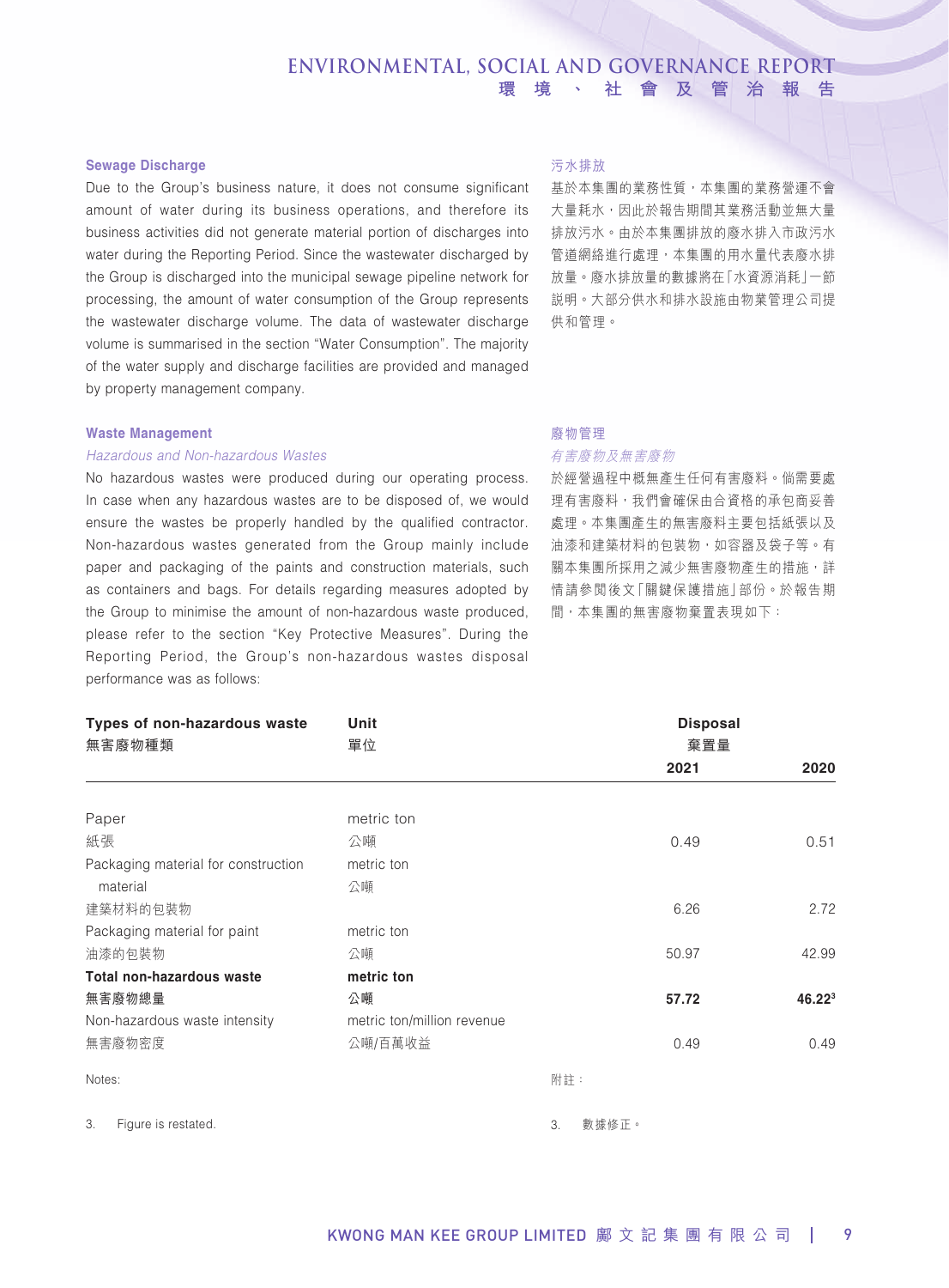### Sewage Discharge

Due to the Group's business nature, it does not consume significant amount of water during its business operations, and therefore its business activities did not generate material portion of discharges into water during the Reporting Period. Since the wastewater discharged by the Group is discharged into the municipal sewage pipeline network for processing, the amount of water consumption of the Group represents the wastewater discharge volume. The data of wastewater discharge volume is summarised in the section "Water Consumption". The majority of the water supply and discharge facilities are provided and managed by property management company.

### 污水排放

基於本集團的業務性質，本集團的業務營運不會大量耗水，因此於報告期間其業務活動並無大量排放污水。由於本集團排放的廢水排入市政污水管道網絡進行處理，本集團的用水量代表廢水排放量。廢水排放量的數據將在「水資源消耗」一節說明。大部分供水和排水設施由物業管理公司提供和管理。

### Waste Management

*Hazardous and Non-hazardous Wastes*

No hazardous wastes were produced during our operating process. In case when any hazardous wastes are to be disposed of, we would ensure the wastes be properly handled by the qualified contractor. Non-hazardous wastes generated from the Group mainly include paper and packaging of the paints and construction materials, such as containers and bags. For details regarding measures adopted by the Group to minimise the amount of non-hazardous waste produced, please refer to the section "Key Protective Measures". During the Reporting Period, the Group's non-hazardous wastes disposal performance was as follows:

### 廢物管理

*有害廢物及無害廢物*

於經營過程中概無產生任何有害廢料。倘需要處理有害廢料，我們會確保由合資格的承包商妥善處理。本集團產生的無害廢料主要包括紙張以及油漆和建築材料的包裝物，如容器及袋子等。有關本集團所採用之減少無害廢物產生的措施，詳情請參閱後文「關鍵保護措施」部份。於報告期間，本集團的無害廢物棄置表現如下：

| Types of non-hazardous waste<br>無害廢物種類 | Unit<br>單位 | Disposal<br>棄置量<br>2021 | <br><br>2020 |
|---|---|---|---|
| Paper<br>紙張 | metric ton<br>公噸 | 0.49 | 0.51 |
| Packaging material for construction material<br>建築材料的包裝物 | metric ton<br>公噸 | 6.26 | 2.72 |
| Packaging material for paint<br>油漆的包裝物 | metric ton<br>公噸 | 50.97 | 42.99 |
| **Total non-hazardous waste<br>無害廢物總量** | **metric ton<br>公噸** | **57.72** | **46.22[3]** |
| Non-hazardous waste intensity<br>無害廢物密度 | metric ton/million revenue<br>公噸/百萬收益 | 0.49 | 0.49 |

Notes:

3. Figure is restated.

附註：

3. 數據修正。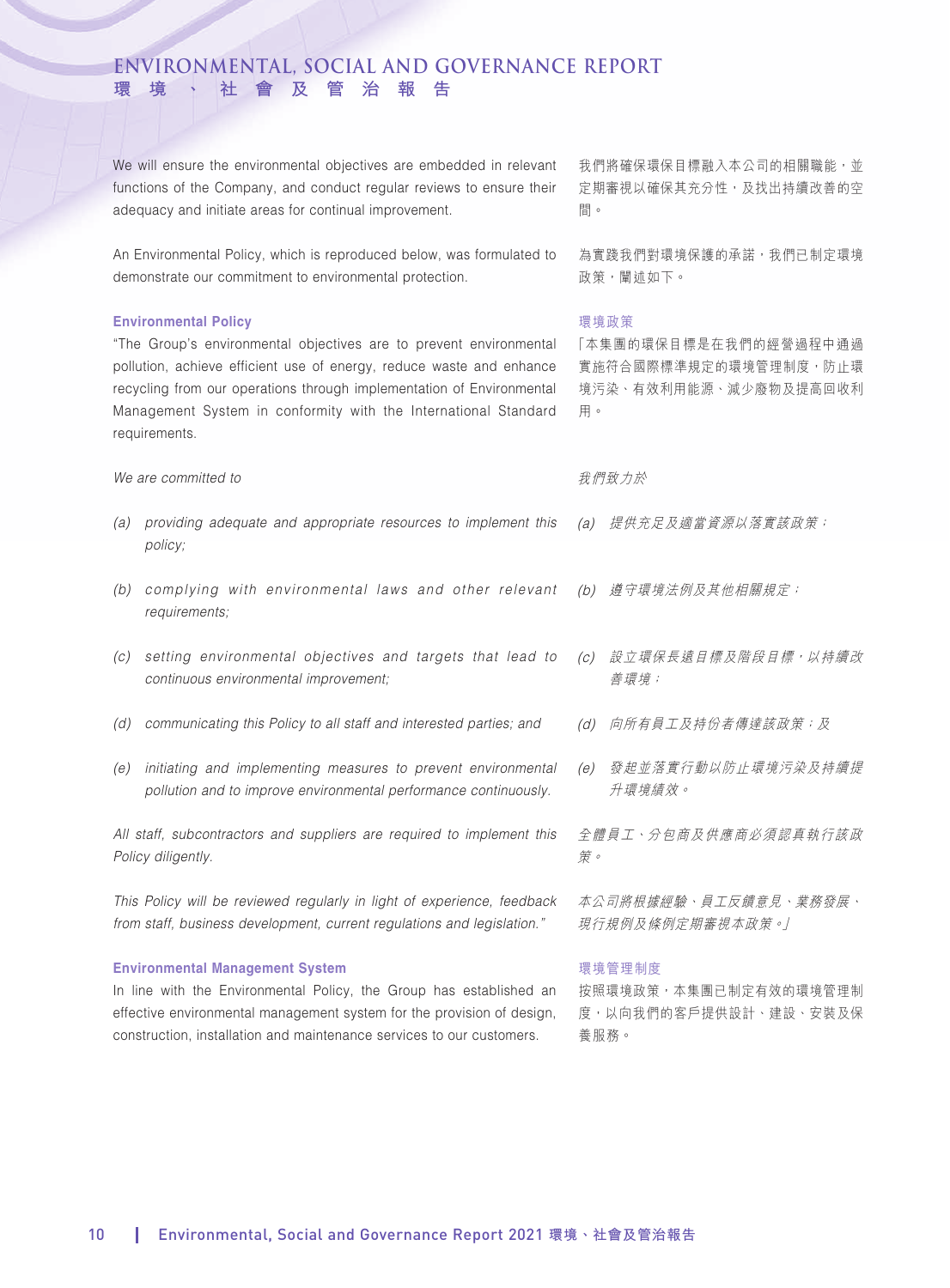We will ensure the environmental objectives are embedded in relevant functions of the Company, and conduct regular reviews to ensure their adequacy and initiate areas for continual improvement.

我們將確保環保目標融入本公司的相關職能，並定期審視以確保其充分性，及找出持續改善的空間。

An Environmental Policy, which is reproduced below, was formulated to demonstrate our commitment to environmental protection.

為實踐我們對環境保護的承諾，我們已制定環境政策，闡述如下。

### Environmental Policy

"The Group's environmental objectives are to prevent environmental pollution, achieve efficient use of energy, reduce waste and enhance recycling from our operations through implementation of Environmental Management System in conformity with the International Standard requirements.

*We are committed to*

*(a) providing adequate and appropriate resources to implement this policy;*

*(b) complying with environmental laws and other relevant requirements;*

*(c) setting environmental objectives and targets that lead to continuous environmental improvement;*

*(d) communicating this Policy to all staff and interested parties; and*

*(e) initiating and implementing measures to prevent environmental pollution and to improve environmental performance continuously.*

*All staff, subcontractors and suppliers are required to implement this Policy diligently.*

*This Policy will be reviewed regularly in light of experience, feedback from staff, business development, current regulations and legislation."*

### 環境政策

「本集團的環保目標是在我們的經營過程中通過實施符合國際標準規定的環境管理制度，防止環境污染、有效利用能源、減少廢物及提高回收利用。

*我們致力於*

*(a) 提供充足及適當資源以落實該政策；*

*(b) 遵守環境法例及其他相關規定；*

*(c) 設立環保長遠目標及階段目標，以持續改善環境；*

*(d) 向所有員工及持份者傳達該政策；及*

*(e) 發起並落實行動以防止環境污染及持續提升環境績效。*

*全體員工、分包商及供應商必須認真執行該政策。*

*本公司將根據經驗、員工反饋意見、業務發展、現行規例及條例定期審視本政策。」*

### Environmental Management System

In line with the Environmental Policy, the Group has established an effective environmental management system for the provision of design, construction, installation and maintenance services to our customers.

### 環境管理制度

按照環境政策，本集團已制定有效的環境管理制度，以向我們的客戶提供設計、建設、安裝及保養服務。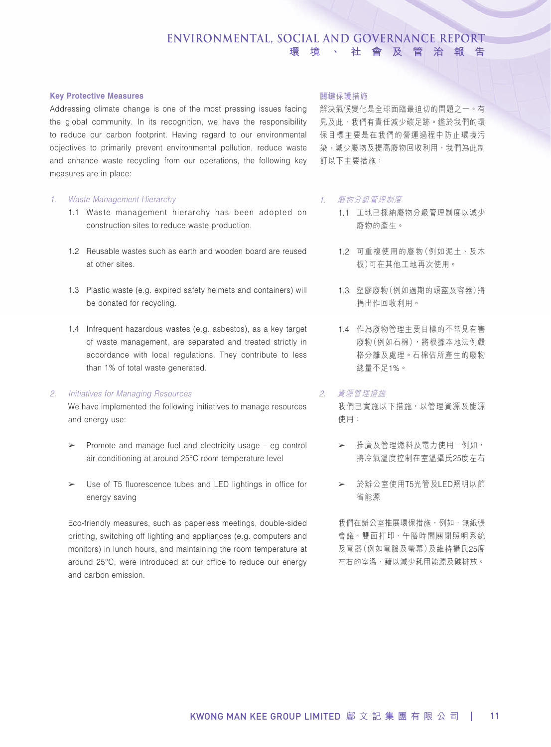### Key Protective Measures

Addressing climate change is one of the most pressing issues facing the global community. In its recognition, we have the responsibility to reduce our carbon footprint. Having regard to our environmental objectives to primarily prevent environmental pollution, reduce waste and enhance waste recycling from our operations, the following key measures are in place:

1. *Waste Management Hierarchy*

   1.1 Waste management hierarchy has been adopted on construction sites to reduce waste production.

   1.2 Reusable wastes such as earth and wooden board are reused at other sites.

   1.3 Plastic waste (e.g. expired safety helmets and containers) will be donated for recycling.

   1.4 Infrequent hazardous wastes (e.g. asbestos), as a key target of waste management, are separated and treated strictly in accordance with local regulations. They contribute to less than 1% of total waste generated.

2. *Initiatives for Managing Resources*

   We have implemented the following initiatives to manage resources and energy use:

   ➢ Promote and manage fuel and electricity usage – eg control air conditioning at around 25°C room temperature level

   ➢ Use of T5 fluorescence tubes and LED lightings in office for energy saving

   Eco-friendly measures, such as paperless meetings, double-sided printing, switching off lighting and appliances (e.g. computers and monitors) in lunch hours, and maintaining the room temperature at around 25°C, were introduced at our office to reduce our energy and carbon emission.

### 關鍵保護措施

解決氣候變化是全球面臨最迫切的問題之一。有見及此，我們有責任減少碳足跡。鑑於我們的環保目標主要是在我們的營運過程中防止環境污染、減少廢物及提高廢物回收利用，我們為此制訂以下主要措施：

1. *廢物分級管理制度*

   1.1 工地已採納廢物分級管理制度以減少廢物的產生。

   1.2 可重複使用的廢物（例如泥土、及木板）可在其他工地再次使用。

   1.3 塑膠廢物（例如過期的頭盔及容器）將捐出作回收利用。

   1.4 作為廢物管理主要目標的不常見有害廢物（例如石棉），將根據本地法例嚴格分離及處理。石棉佔所產生的廢物總量不足1%。

2. *資源管理措施*

   我們已實施以下措施，以管理資源及能源使用：

   ➢ 推廣及管理燃料及電力使用－例如，將冷氣溫度控制在室溫攝氏25度左右

   ➢ 於辦公室使用T5光管及LED照明以節省能源

   我們在辦公室推展環保措施，例如，無紙張會議、雙面打印、午膳時間關閉照明系統及電器（例如電腦及螢幕）及維持攝氏25度左右的室溫，藉以減少耗用能源及碳排放。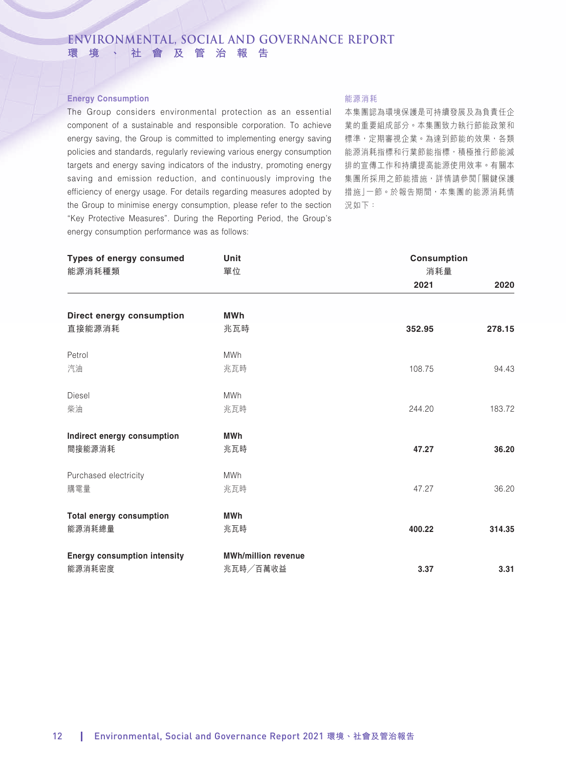### Energy Consumption

The Group considers environmental protection as an essential component of a sustainable and responsible corporation. To achieve energy saving, the Group is committed to implementing energy saving policies and standards, regularly reviewing various energy consumption targets and energy saving indicators of the industry, promoting energy saving and emission reduction, and continuously improving the efficiency of energy usage. For details regarding measures adopted by the Group to minimise energy consumption, please refer to the section "Key Protective Measures". During the Reporting Period, the Group's energy consumption performance was as follows:

### 能源消耗

本集團認為環境保護是可持續發展及為負責任企業的重要組成部分。本集團致力執行節能政策和標準，定期審視企業。為達到節能的效果，各類能源消耗指標和行業節能指標，積極推行節能減排的宣傳工作和持續提高能源使用效率。有關本集團所採用之節能措施，詳情請參閱「關鍵保護措施」一節。於報告期間，本集團的能源消耗情況如下：

| Types of energy consumed<br>能源消耗種類 | Unit<br>單位 | Consumption<br>消耗量 | |
|---|---|---|---|
| | | 2021 | 2020 |
| **Direct energy consumption<br>直接能源消耗** | **MWh<br>兆瓦時** | **352.95** | **278.15** |
| Petrol<br>汽油 | MWh<br>兆瓦時 | 108.75 | 94.43 |
| Diesel<br>柴油 | MWh<br>兆瓦時 | 244.20 | 183.72 |
| **Indirect energy consumption<br>間接能源消耗** | **MWh<br>兆瓦時** | **47.27** | **36.20** |
| Purchased electricity<br>購電量 | MWh<br>兆瓦時 | 47.27 | 36.20 |
| **Total energy consumption<br>能源消耗總量** | **MWh<br>兆瓦時** | **400.22** | **314.35** |
| **Energy consumption intensity<br>能源消耗密度** | **MWh/million revenue<br>兆瓦時／百萬收益** | **3.37** | **3.31** |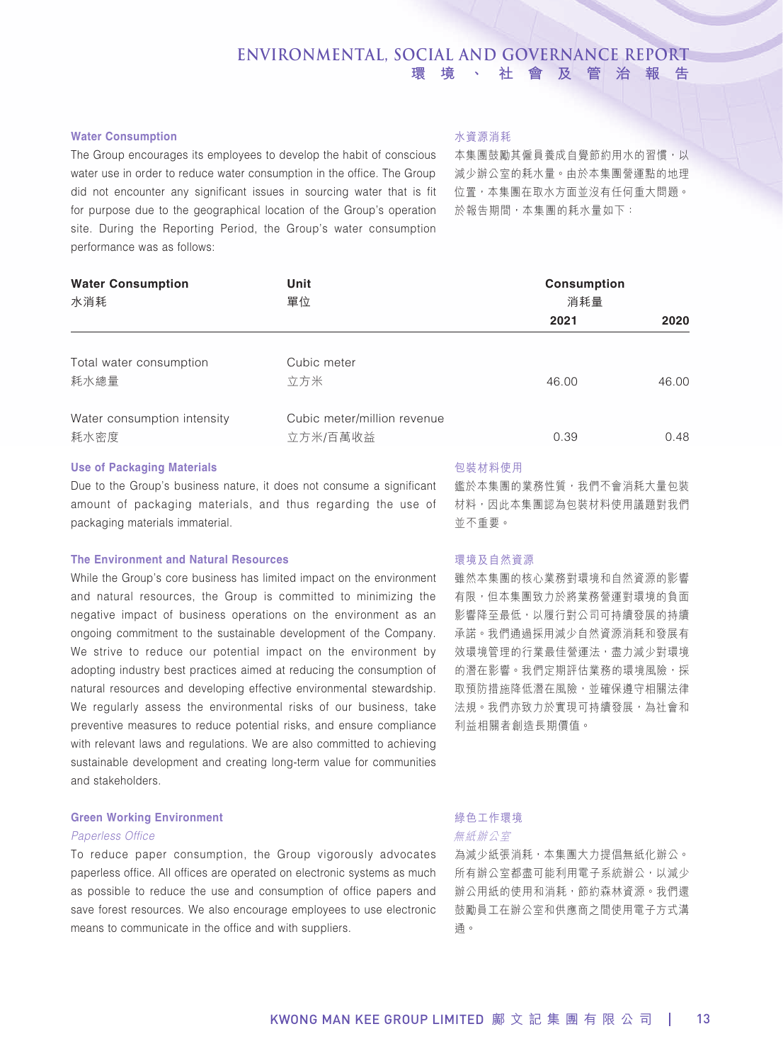### Water Consumption

The Group encourages its employees to develop the habit of conscious water use in order to reduce water consumption in the office. The Group did not encounter any significant issues in sourcing water that is fit for purpose due to the geographical location of the Group's operation site. During the Reporting Period, the Group's water consumption performance was as follows:

### 水資源消耗

本集團鼓勵其僱員養成自覺節約用水的習慣，以減少辦公室的耗水量。由於本集團營運點的地理位置，本集團在取水方面並沒有任何重大問題。於報告期間，本集團的耗水量如下：

| Water Consumption 水消耗 | Unit 單位 | Consumption 消耗量 2021 | 2020 |
|---|---|---|---|
| Total water consumption 耗水總量 | Cubic meter 立方米 | 46.00 | 46.00 |
| Water consumption intensity 耗水密度 | Cubic meter/million revenue 立方米/百萬收益 | 0.39 | 0.48 |

### Use of Packaging Materials

Due to the Group's business nature, it does not consume a significant amount of packaging materials, and thus regarding the use of packaging materials immaterial.

### 包裝材料使用

鑑於本集團的業務性質，我們不會消耗大量包裝材料，因此本集團認為包裝材料使用議題對我們並不重要。

### The Environment and Natural Resources

While the Group's core business has limited impact on the environment and natural resources, the Group is committed to minimizing the negative impact of business operations on the environment as an ongoing commitment to the sustainable development of the Company. We strive to reduce our potential impact on the environment by adopting industry best practices aimed at reducing the consumption of natural resources and developing effective environmental stewardship. We regularly assess the environmental risks of our business, take preventive measures to reduce potential risks, and ensure compliance with relevant laws and regulations. We are also committed to achieving sustainable development and creating long-term value for communities and stakeholders.

### 環境及自然資源

雖然本集團的核心業務對環境和自然資源的影響有限，但本集團致力於將業務營運對環境的負面影響降至最低，以履行對公司可持續發展的持續承諾。我們通過採用減少自然資源消耗和發展有效環境管理的行業最佳營運法，盡力減少對環境的潛在影響。我們定期評估業務的環境風險，採取預防措施降低潛在風險，並確保遵守相關法律法規。我們亦致力於實現可持續發展，為社會和利益相關者創造長期價值。

### Green Working Environment

*Paperless Office*

To reduce paper consumption, the Group vigorously advocates paperless office. All offices are operated on electronic systems as much as possible to reduce the use and consumption of office papers and save forest resources. We also encourage employees to use electronic means to communicate in the office and with suppliers.

### 綠色工作環境

*無紙辦公室*

為減少紙張消耗，本集團大力提倡無紙化辦公。所有辦公室都盡可能利用電子系統辦公，以減少辦公用紙的使用和消耗，節約森林資源。我們還鼓勵員工在辦公室和供應商之間使用電子方式溝通。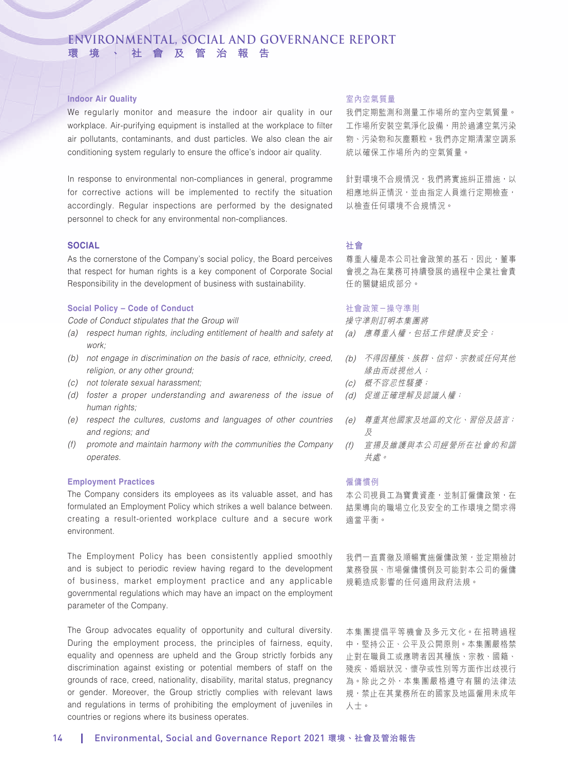### Indoor Air Quality

We regularly monitor and measure the indoor air quality in our workplace. Air-purifying equipment is installed at the workplace to filter air pollutants, contaminants, and dust particles. We also clean the air conditioning system regularly to ensure the office's indoor air quality.

In response to environmental non-compliances in general, programme for corrective actions will be implemented to rectify the situation accordingly. Regular inspections are performed by the designated personnel to check for any environmental non-compliances.

### 室內空氣質量

我們定期監測和測量工作場所的室內空氣質量。工作場所安裝空氣淨化設備，用於過濾空氣污染物、污染物和灰塵顆粒。我們亦定期清潔空調系統以確保工作場所內的空氣質量。

針對環境不合規情況，我們將實施糾正措施，以相應地糾正情況，並由指定人員進行定期檢查，以檢查任何環境不合規情況。

## SOCIAL

As the cornerstone of the Company's social policy, the Board perceives that respect for human rights is a key component of Corporate Social Responsibility in the development of business with sustainability.

## 社會

尊重人權是本公司社會政策的基石，因此，董事會視之為在業務可持續發展的過程中企業社會責任的關鍵組成部分。

### Social Policy – Code of Conduct

*Code of Conduct stipulates that the Group will*

- *(a) respect human rights, including entitlement of health and safety at work;*
- *(b) not engage in discrimination on the basis of race, ethnicity, creed, religion, or any other ground;*
- *(c) not tolerate sexual harassment;*
- *(d) foster a proper understanding and awareness of the issue of human rights;*
- *(e) respect the cultures, customs and languages of other countries and regions; and*
- *(f) promote and maintain harmony with the communities the Company operates.*

### 社會政策－操守準則

*操守準則訂明本集團將*

- *(a) 應尊重人權，包括工作健康及安全；*
- *(b) 不得因種族、族群、信仰、宗教或任何其他緣由而歧視他人；*
- *(c) 概不容忍性騷擾；*
- *(d) 促進正確理解及認識人權；*
- *(e) 尊重其他國家及地區的文化、習俗及語言；及*
- *(f) 宣揚及維護與本公司經營所在社會的和諧共處。*

### Employment Practices

The Company considers its employees as its valuable asset, and has formulated an Employment Policy which strikes a well balance between. creating a result-oriented workplace culture and a secure work environment.

The Employment Policy has been consistently applied smoothly and is subject to periodic review having regard to the development of business, market employment practice and any applicable governmental regulations which may have an impact on the employment parameter of the Company.

The Group advocates equality of opportunity and cultural diversity. During the employment process, the principles of fairness, equity, equality and openness are upheld and the Group strictly forbids any discrimination against existing or potential members of staff on the grounds of race, creed, nationality, disability, marital status, pregnancy or gender. Moreover, the Group strictly complies with relevant laws and regulations in terms of prohibiting the employment of juveniles in countries or regions where its business operates.

### 僱傭慣例

本公司視員工為寶貴資產，並制訂僱傭政策，在結果導向的職場立化及安全的工作環境之間求得適當平衡。

我們一直貫徹及順暢實施僱傭政策，並定期檢討業務發展、市場僱傭慣例及可能對本公司的僱傭規範造成影響的任何適用政府法規。

本集團提倡平等機會及多元文化。在招聘過程中，堅持公正、公平及公開原則。本集團嚴格禁止對在職員工或應聘者因其種族、宗教、國籍、殘疾、婚姻狀況、懷孕或性別等方面作出歧視行為。除此之外，本集團嚴格遵守有關的法律法規，禁止在其業務所在的國家及地區僱用未成年人士。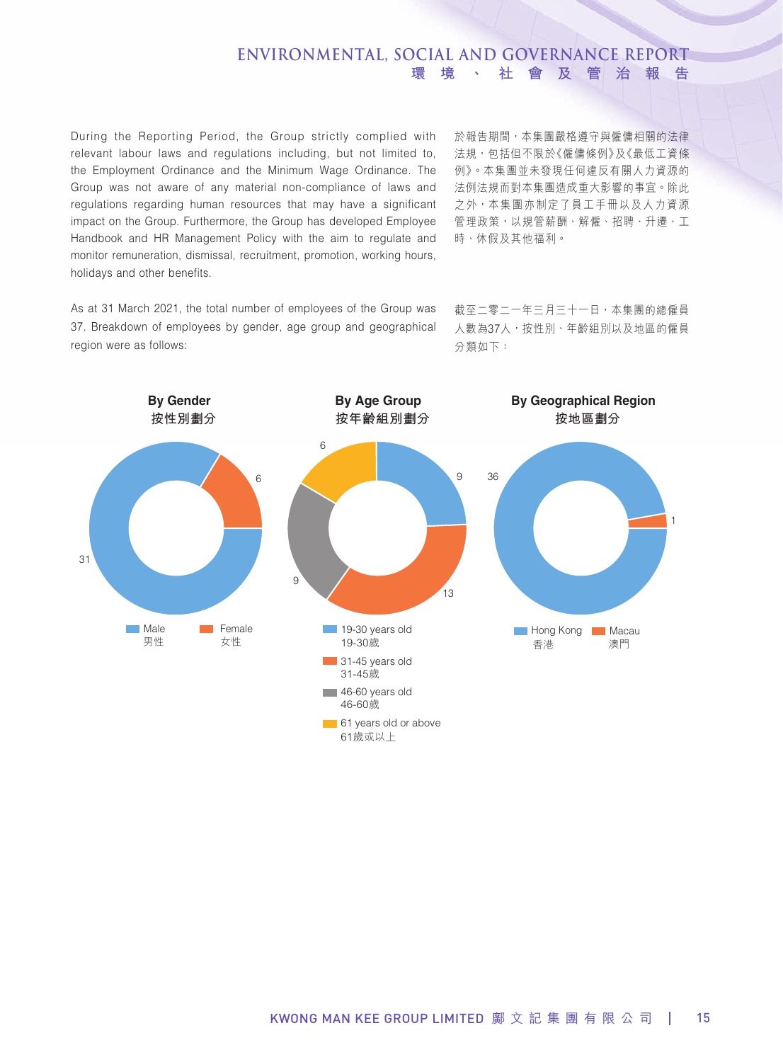During the Reporting Period, the Group strictly complied with relevant labour laws and regulations including, but not limited to, the Employment Ordinance and the Minimum Wage Ordinance. The Group was not aware of any material non-compliance of laws and regulations regarding human resources that may have a significant impact on the Group. Furthermore, the Group has developed Employee Handbook and HR Management Policy with the aim to regulate and monitor remuneration, dismissal, recruitment, promotion, working hours, holidays and other benefits.

於報告期間，本集團嚴格遵守與僱傭相關的法律法規，包括但不限於《僱傭條例》及《最低工資條例》。本集團並未發現任何違反有關人力資源的法例法規而對本集團造成重大影響的事宜。除此之外，本集團亦制定了員工手冊以及人力資源管理政策，以規管薪酬、解僱、招聘、升遷、工時、休假及其他福利。

As at 31 March 2021, the total number of employees of the Group was 37. Breakdown of employees by gender, age group and geographical region were as follows:

截至二零二一年三月三十一日，本集團的總僱員人數為37人，按性別、年齡組別以及地區的僱員分類如下：

**By Gender**
**按性別劃分**

| Gender 性別 | Number |
|---|---|
| Male 男性 | 31 |
| Female 女性 | 6 |

**By Age Group**
**按年齡組別劃分**

| Age Group 年齡組別 | Number |
|---|---|
| 19-30 years old 19-30歲 | 9 |
| 31-45 years old 31-45歲 | 13 |
| 46-60 years old 46-60歲 | 9 |
| 61 years old or above 61歲或以上 | 6 |

**By Geographical Region**
**按地區劃分**

| Region 地區 | Number |
|---|---|
| Hong Kong 香港 | 36 |
| Macau 澳門 | 1 |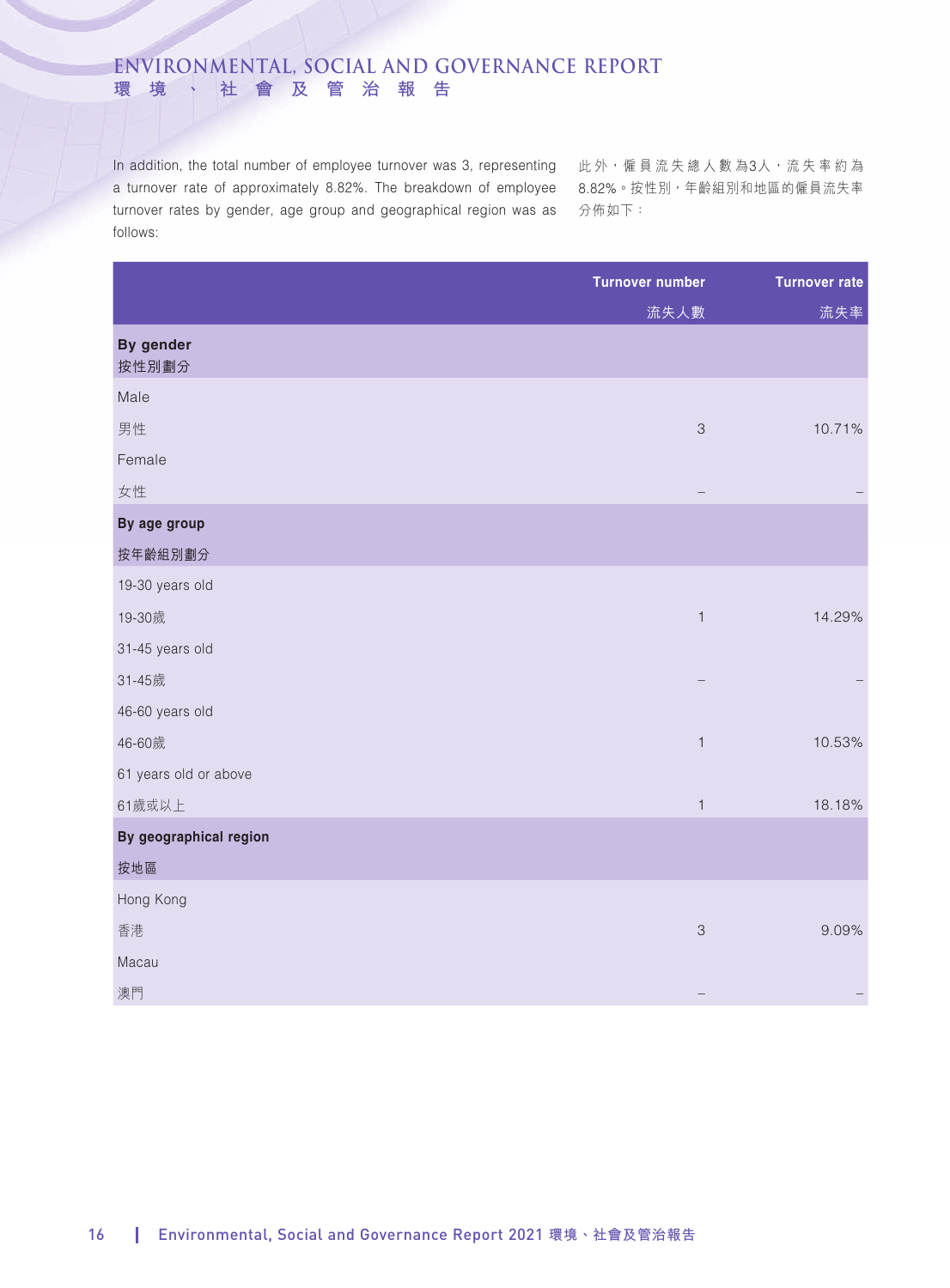In addition, the total number of employee turnover was 3, representing a turnover rate of approximately 8.82%. The breakdown of employee turnover rates by gender, age group and geographical region was as follows:

此外，僱員流失總人數為3人，流失率約為8.82%。按性別，年齡組別和地區的僱員流失率分佈如下：

| | Turnover number 流失人數 | Turnover rate 流失率 |
|---|---|---|
| **By gender 按性別劃分** | | |
| Male 男性 | 3 | 10.71% |
| Female 女性 | – | – |
| **By age group 按年齡組別劃分** | | |
| 19-30 years old 19-30歲 | 1 | 14.29% |
| 31-45 years old 31-45歲 | – | – |
| 46-60 years old 46-60歲 | 1 | 10.53% |
| 61 years old or above 61歲或以上 | 1 | 18.18% |
| **By geographical region 按地區** | | |
| Hong Kong 香港 | 3 | 9.09% |
| Macau 澳門 | – | – |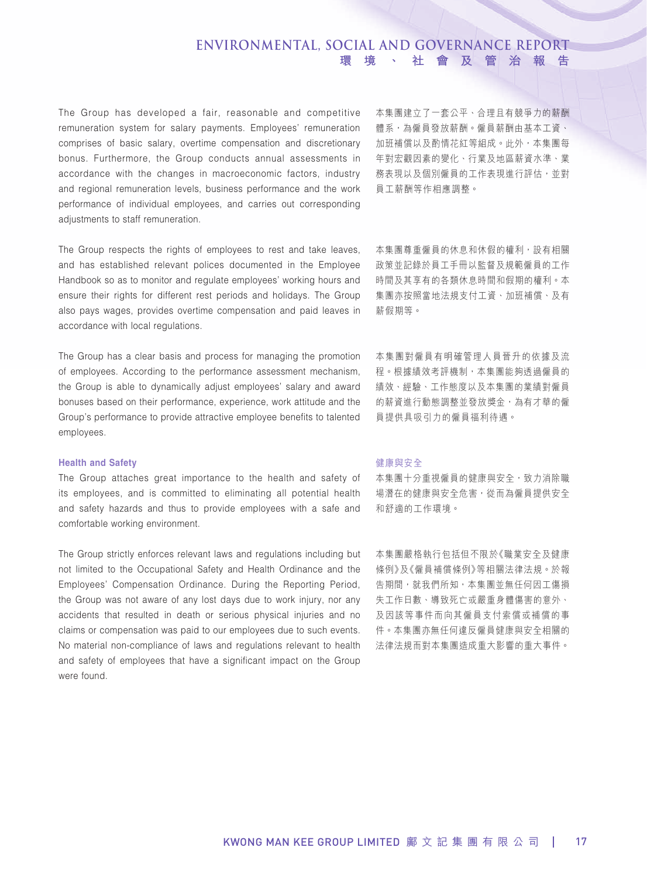The Group has developed a fair, reasonable and competitive remuneration system for salary payments. Employees' remuneration comprises of basic salary, overtime compensation and discretionary bonus. Furthermore, the Group conducts annual assessments in accordance with the changes in macroeconomic factors, industry and regional remuneration levels, business performance and the work performance of individual employees, and carries out corresponding adjustments to staff remuneration.

本集團建立了一套公平、合理且有競爭力的薪酬體系，為僱員發放薪酬。僱員薪酬由基本工資、加班補償以及酌情花紅等組成。此外，本集團每年對宏觀因素的變化、行業及地區薪資水準、業務表現以及個別僱員的工作表現進行評估，並對員工薪酬等作相應調整。

The Group respects the rights of employees to rest and take leaves, and has established relevant polices documented in the Employee Handbook so as to monitor and regulate employees' working hours and ensure their rights for different rest periods and holidays. The Group also pays wages, provides overtime compensation and paid leaves in accordance with local regulations.

本集團尊重僱員的休息和休假的權利，設有相關政策並記錄於員工手冊以監督及規範僱員的工作時間及其享有的各類休息時間和假期的權利。本集團亦按照當地法規支付工資、加班補償、及有薪假期等。

The Group has a clear basis and process for managing the promotion of employees. According to the performance assessment mechanism, the Group is able to dynamically adjust employees' salary and award bonuses based on their performance, experience, work attitude and the Group's performance to provide attractive employee benefits to talented employees.

本集團對僱員有明確管理人員晉升的依據及流程。根據績效考評機制，本集團能夠透過僱員的績效、經驗、工作態度以及本集團的業績對僱員的薪資進行動態調整並發放獎金，為有才華的僱員提供具吸引力的僱員福利待遇。

### Health and Safety

The Group attaches great importance to the health and safety of its employees, and is committed to eliminating all potential health and safety hazards and thus to provide employees with a safe and comfortable working environment.

### 健康與安全

本集團十分重視僱員的健康與安全，致力消除職場潛在的健康與安全危害，從而為僱員提供安全和舒適的工作環境。

The Group strictly enforces relevant laws and regulations including but not limited to the Occupational Safety and Health Ordinance and the Employees' Compensation Ordinance. During the Reporting Period, the Group was not aware of any lost days due to work injury, nor any accidents that resulted in death or serious physical injuries and no claims or compensation was paid to our employees due to such events. No material non-compliance of laws and regulations relevant to health and safety of employees that have a significant impact on the Group were found.

本集團嚴格執行包括但不限於《職業安全及健康條例》及《僱員補償條例》等相關法律法規。於報告期間，就我們所知，本集團並無任何因工傷損失工作日數、導致死亡或嚴重身體傷害的意外、及因該等事件而向其僱員支付索償或補償的事件。本集團亦無任何違反僱員健康與安全相關的法律法規而對本集團造成重大影響的重大事件。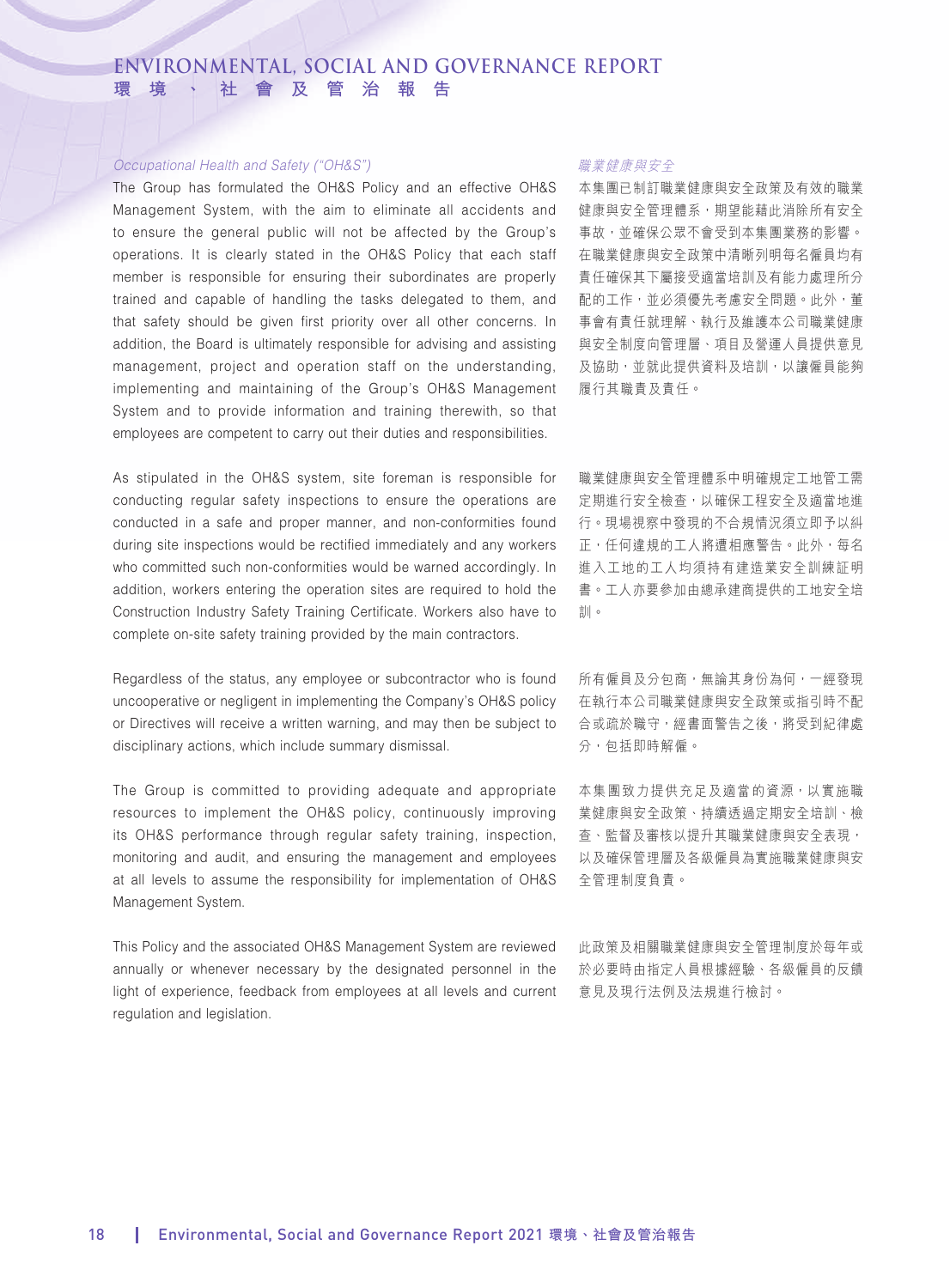*Occupational Health and Safety (“OH&S”)*

The Group has formulated the OH&S Policy and an effective OH&S Management System, with the aim to eliminate all accidents and to ensure the general public will not be affected by the Group’s operations. It is clearly stated in the OH&S Policy that each staff member is responsible for ensuring their subordinates are properly trained and capable of handling the tasks delegated to them, and that safety should be given first priority over all other concerns. In addition, the Board is ultimately responsible for advising and assisting management, project and operation staff on the understanding, implementing and maintaining of the Group’s OH&S Management System and to provide information and training therewith, so that employees are competent to carry out their duties and responsibilities.

As stipulated in the OH&S system, site foreman is responsible for conducting regular safety inspections to ensure the operations are conducted in a safe and proper manner, and non-conformities found during site inspections would be rectified immediately and any workers who committed such non-conformities would be warned accordingly. In addition, workers entering the operation sites are required to hold the Construction Industry Safety Training Certificate. Workers also have to complete on-site safety training provided by the main contractors.

Regardless of the status, any employee or subcontractor who is found uncooperative or negligent in implementing the Company’s OH&S policy or Directives will receive a written warning, and may then be subject to disciplinary actions, which include summary dismissal.

The Group is committed to providing adequate and appropriate resources to implement the OH&S policy, continuously improving its OH&S performance through regular safety training, inspection, monitoring and audit, and ensuring the management and employees at all levels to assume the responsibility for implementation of OH&S Management System.

This Policy and the associated OH&S Management System are reviewed annually or whenever necessary by the designated personnel in the light of experience, feedback from employees at all levels and current regulation and legislation.

*職業健康與安全*

本集團已制訂職業健康與安全政策及有效的職業健康與安全管理體系，期望能藉此消除所有安全事故，並確保公眾不會受到本集團業務的影響。在職業健康與安全政策中清晰列明每名僱員均有責任確保其下屬接受適當培訓及有能力處理所分配的工作，並必須優先考慮安全問題。此外，董事會有責任就理解、執行及維護本公司職業健康與安全制度向管理層、項目及營運人員提供意見及協助，並就此提供資料及培訓，以讓僱員能夠履行其職責及責任。

職業健康與安全管理體系中明確規定工地管工需定期進行安全檢查，以確保工程安全及適當地進行。現場視察中發現的不合規情況須立即予以糾正，任何違規的工人將遭相應警告。此外，每名進入工地的工人均須持有建造業安全訓練証明書。工人亦要參加由總承建商提供的工地安全培訓。

所有僱員及分包商，無論其身份為何，一經發現在執行本公司職業健康與安全政策或指引時不配合或疏於職守，經書面警告之後，將受到紀律處分，包括即時解僱。

本集團致力提供充足及適當的資源，以實施職業健康與安全政策、持續透過定期安全培訓、檢查、監督及審核以提升其職業健康與安全表現，以及確保管理層及各級僱員為實施職業健康與安全管理制度負責。

此政策及相關職業健康與安全管理制度於每年或於必要時由指定人員根據經驗、各級僱員的反饋意見及現行法例及法規進行檢討。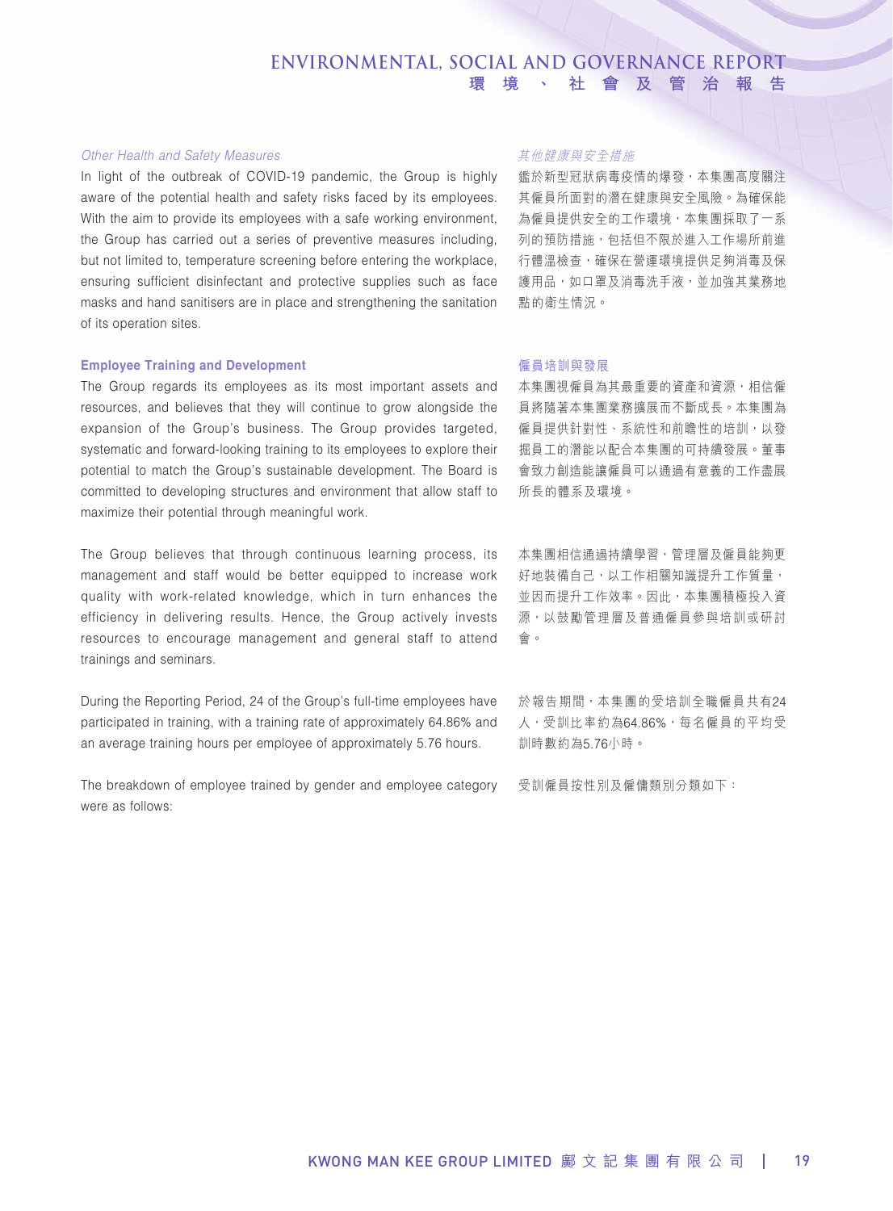*Other Health and Safety Measures*

In light of the outbreak of COVID-19 pandemic, the Group is highly aware of the potential health and safety risks faced by its employees. With the aim to provide its employees with a safe working environment, the Group has carried out a series of preventive measures including, but not limited to, temperature screening before entering the workplace, ensuring sufficient disinfectant and protective supplies such as face masks and hand sanitisers are in place and strengthening the sanitation of its operation sites.

*其他健康與安全措施*

鑑於新型冠狀病毒疫情的爆發，本集團高度關注其僱員所面對的潛在健康與安全風險。為確保能為僱員提供安全的工作環境，本集團採取了一系列的預防措施，包括但不限於進入工作場所前進行體溫檢查，確保在營運環境提供足夠消毒及保護用品，如口罩及消毒洗手液，並加強其業務地點的衛生情況。

### Employee Training and Development

The Group regards its employees as its most important assets and resources, and believes that they will continue to grow alongside the expansion of the Group's business. The Group provides targeted, systematic and forward-looking training to its employees to explore their potential to match the Group's sustainable development. The Board is committed to developing structures and environment that allow staff to maximize their potential through meaningful work.

The Group believes that through continuous learning process, its management and staff would be better equipped to increase work quality with work-related knowledge, which in turn enhances the efficiency in delivering results. Hence, the Group actively invests resources to encourage management and general staff to attend trainings and seminars.

During the Reporting Period, 24 of the Group's full-time employees have participated in training, with a training rate of approximately 64.86% and an average training hours per employee of approximately 5.76 hours.

The breakdown of employee trained by gender and employee category were as follows:

### 僱員培訓與發展

本集團視僱員為其最重要的資產和資源，相信僱員將隨著本集團業務擴展而不斷成長。本集團為僱員提供針對性、系統性和前瞻性的培訓，以發掘員工的潛能以配合本集團的可持續發展。董事會致力創造能讓僱員可以通過有意義的工作盡展所長的體系及環境。

本集團相信通過持續學習，管理層及僱員能夠更好地裝備自己，以工作相關知識提升工作質量，並因而提升工作效率。因此，本集團積極投入資源，以鼓勵管理層及普通僱員參與培訓或研討會。

於報告期間，本集團的受培訓全職僱員共有24人，受訓比率約為64.86%，每名僱員的平均受訓時數約為5.76小時。

受訓僱員按性別及僱傭類別分類如下：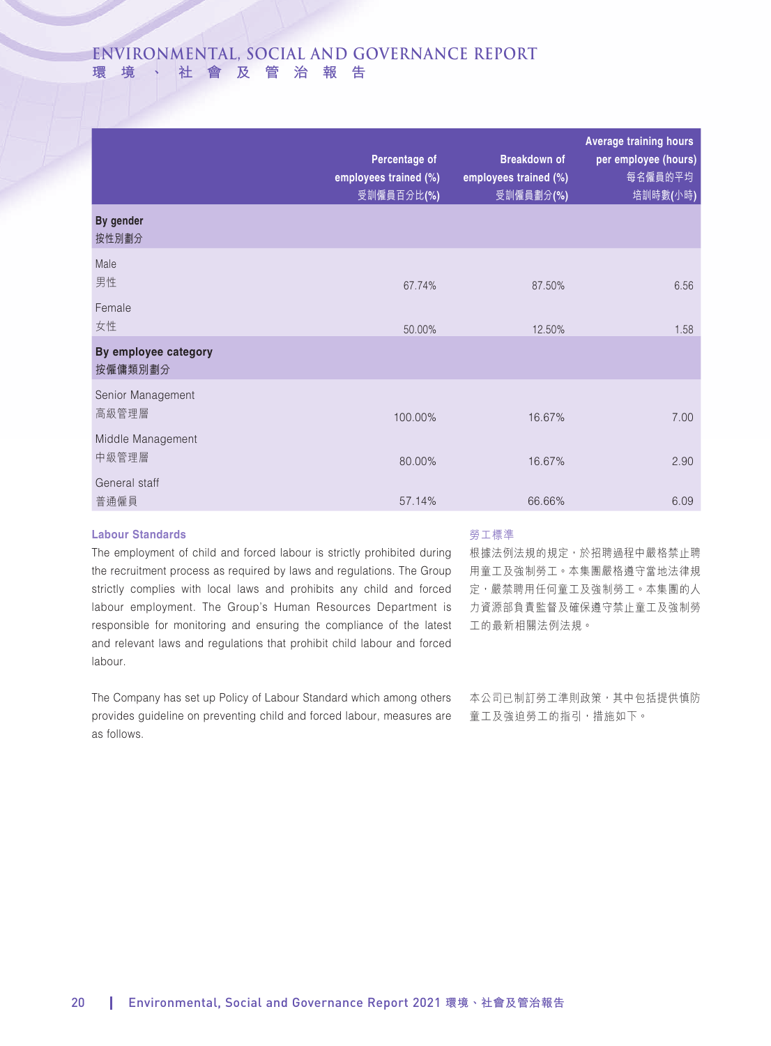| | Percentage of employees trained (%) 受訓僱員百分比(%) | Breakdown of employees trained (%) 受訓僱員劃分(%) | Average training hours per employee (hours) 每名僱員的平均培訓時數(小時) |
|---|---|---|---|
| **By gender 按性別劃分** | | | |
| Male 男性 | 67.74% | 87.50% | 6.56 |
| Female 女性 | 50.00% | 12.50% | 1.58 |
| **By employee category 按僱傭類別劃分** | | | |
| Senior Management 高級管理層 | 100.00% | 16.67% | 7.00 |
| Middle Management 中級管理層 | 80.00% | 16.67% | 2.90 |
| General staff 普通僱員 | 57.14% | 66.66% | 6.09 |

### Labour Standards

The employment of child and forced labour is strictly prohibited during the recruitment process as required by laws and regulations. The Group strictly complies with local laws and prohibits any child and forced labour employment. The Group's Human Resources Department is responsible for monitoring and ensuring the compliance of the latest and relevant laws and regulations that prohibit child labour and forced labour.

The Company has set up Policy of Labour Standard which among others provides guideline on preventing child and forced labour, measures are as follows.

### 勞工標準

根據法例法規的規定，於招聘過程中嚴格禁止聘用童工及強制勞工。本集團嚴格遵守當地法律規定，嚴禁聘用任何童工及強制勞工。本集團的人力資源部負責監督及確保遵守禁止童工及強制勞工的最新相關法例法規。

本公司已制訂勞工準則政策，其中包括提供慎防童工及強迫勞工的指引，措施如下。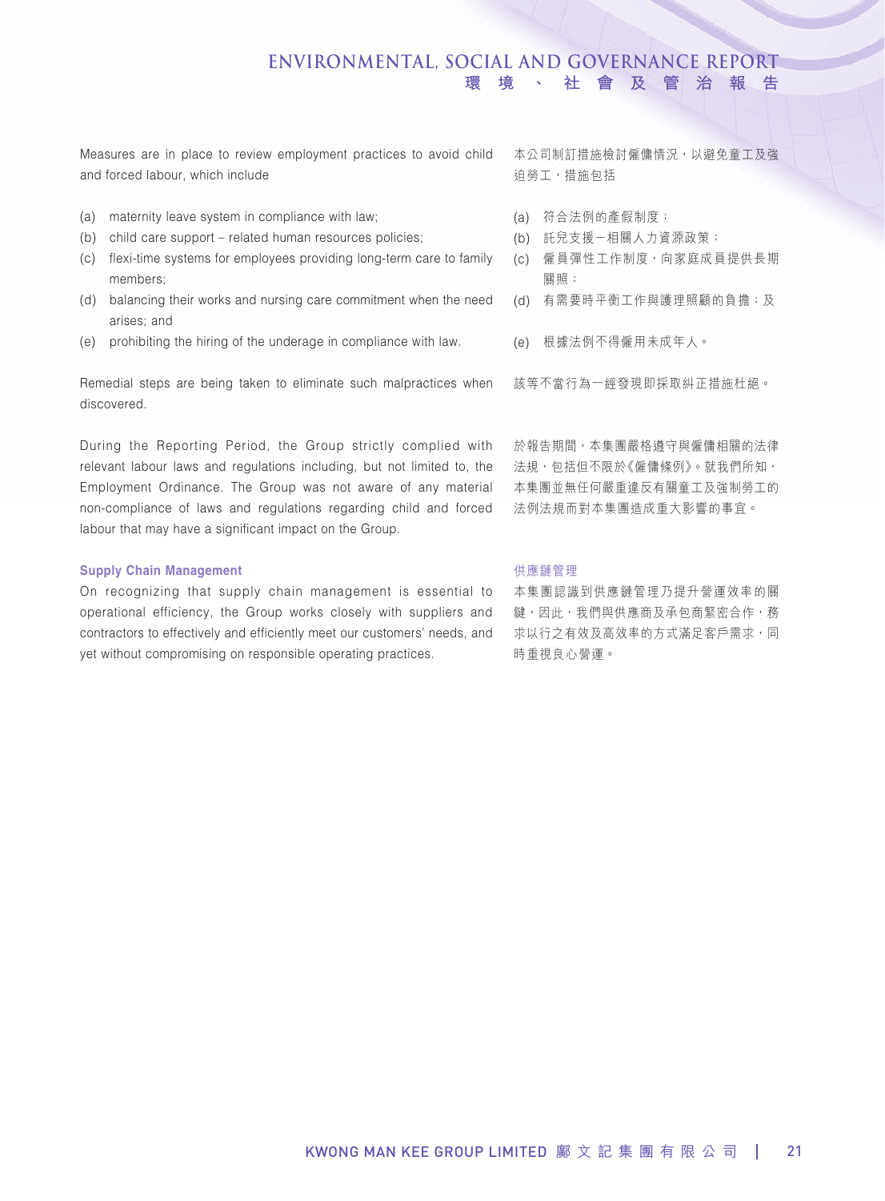Measures are in place to review employment practices to avoid child and forced labour, which include

本公司制訂措施檢討僱傭情況，以避免童工及強迫勞工，措施包括

(a) maternity leave system in compliance with law;
(b) child care support – related human resources policies;
(c) flexi-time systems for employees providing long-term care to family members;
(d) balancing their works and nursing care commitment when the need arises; and
(e) prohibiting the hiring of the underage in compliance with law.

(a) 符合法例的產假制度；
(b) 託兒支援－相關人力資源政策；
(c) 僱員彈性工作制度，向家庭成員提供長期關照；
(d) 有需要時平衡工作與護理照顧的負擔；及
(e) 根據法例不得僱用未成年人。

Remedial steps are being taken to eliminate such malpractices when discovered.

該等不當行為一經發現即採取糾正措施杜絕。

During the Reporting Period, the Group strictly complied with relevant labour laws and regulations including, but not limited to, the Employment Ordinance. The Group was not aware of any material non-compliance of laws and regulations regarding child and forced labour that may have a significant impact on the Group.

於報告期間，本集團嚴格遵守與僱傭相關的法律法規，包括但不限於《僱傭條例》。就我們所知，本集團並無任何嚴重違反有關童工及強制勞工的法例法規而對本集團造成重大影響的事宜。

### Supply Chain Management

On recognizing that supply chain management is essential to operational efficiency, the Group works closely with suppliers and contractors to effectively and efficiently meet our customers' needs, and yet without compromising on responsible operating practices.

### 供應鏈管理

本集團認識到供應鏈管理乃提升營運效率的關鍵，因此，我們與供應商及承包商緊密合作，務求以行之有效及高效率的方式滿足客戶需求，同時重視良心營運。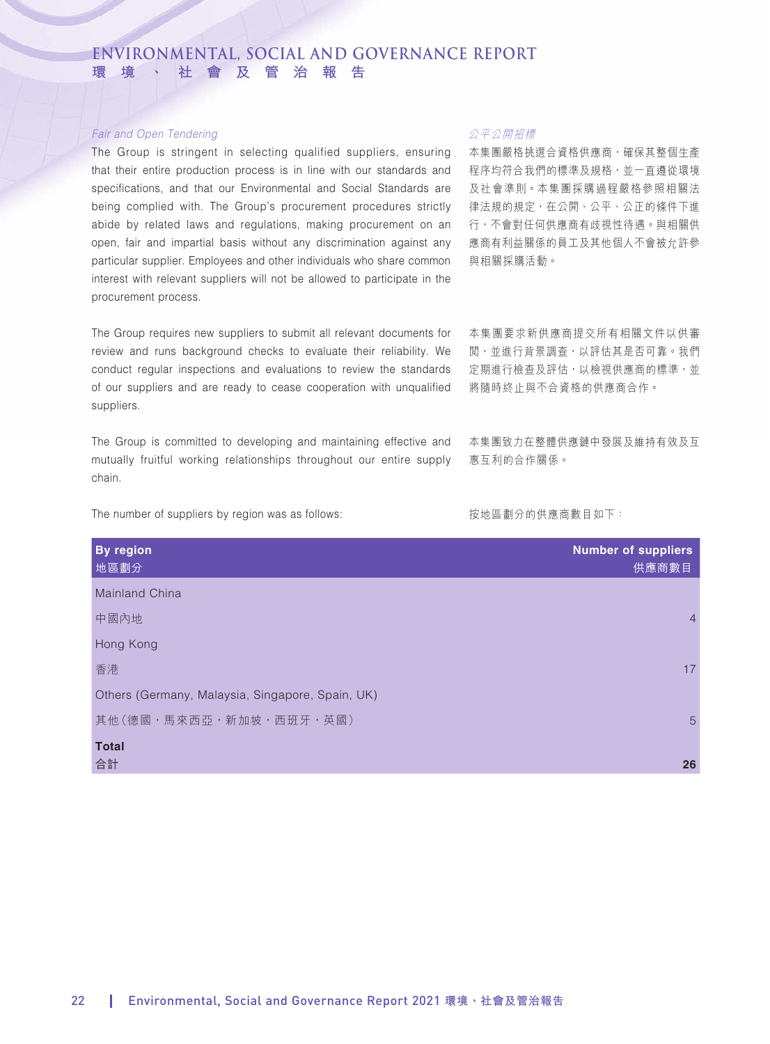### *Fair and Open Tendering*

The Group is stringent in selecting qualified suppliers, ensuring that their entire production process is in line with our standards and specifications, and that our Environmental and Social Standards are being complied with. The Group's procurement procedures strictly abide by related laws and regulations, making procurement on an open, fair and impartial basis without any discrimination against any particular supplier. Employees and other individuals who share common interest with relevant suppliers will not be allowed to participate in the procurement process.

The Group requires new suppliers to submit all relevant documents for review and runs background checks to evaluate their reliability. We conduct regular inspections and evaluations to review the standards of our suppliers and are ready to cease cooperation with unqualified suppliers.

The Group is committed to developing and maintaining effective and mutually fruitful working relationships throughout our entire supply chain.

The number of suppliers by region was as follows:

### *公平公開招標*

本集團嚴格挑選合資格供應商，確保其整個生產程序均符合我們的標準及規格，並一直遵從環境及社會準則。本集團採購過程嚴格參照相關法律法規的規定，在公開、公平、公正的條件下進行，不會對任何供應商有歧視性待遇。與相關供應商有利益關係的員工及其他個人不會被允許參與相關採購活動。

本集團要求新供應商提交所有相關文件以供審閱，並進行背景調查，以評估其是否可靠。我們定期進行檢查及評估，以檢視供應商的標準，並將隨時終止與不合資格的供應商合作。

本集團致力在整體供應鏈中發展及維持有效及互惠互利的合作關係。

按地區劃分的供應商數目如下：

| By region 地區劃分 | Number of suppliers 供應商數目 |
|---|---|
| Mainland China 中國內地 | 4 |
| Hong Kong 香港 | 17 |
| Others (Germany, Malaysia, Singapore, Spain, UK) 其他（德國，馬來西亞，新加坡，西班牙，英國） | 5 |
| **Total 合計** | **26** |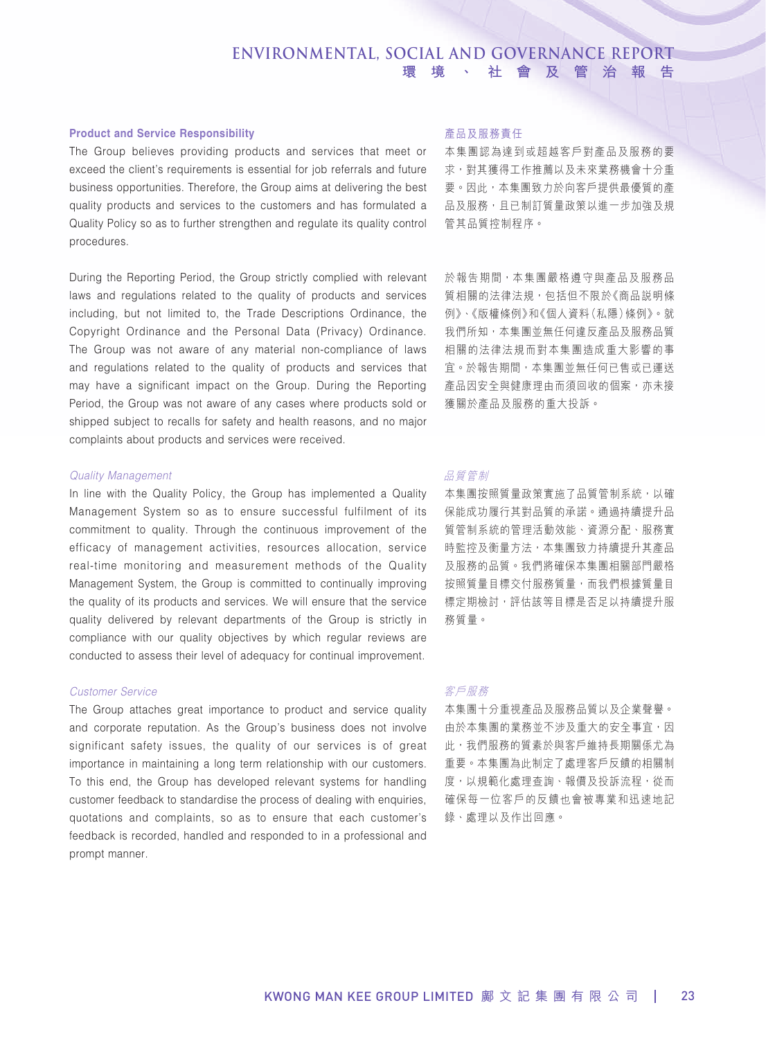### Product and Service Responsibility

The Group believes providing products and services that meet or exceed the client's requirements is essential for job referrals and future business opportunities. Therefore, the Group aims at delivering the best quality products and services to the customers and has formulated a Quality Policy so as to further strengthen and regulate its quality control procedures.

During the Reporting Period, the Group strictly complied with relevant laws and regulations related to the quality of products and services including, but not limited to, the Trade Descriptions Ordinance, the Copyright Ordinance and the Personal Data (Privacy) Ordinance. The Group was not aware of any material non-compliance of laws and regulations related to the quality of products and services that may have a significant impact on the Group. During the Reporting Period, the Group was not aware of any cases where products sold or shipped subject to recalls for safety and health reasons, and no major complaints about products and services were received.

*Quality Management*

In line with the Quality Policy, the Group has implemented a Quality Management System so as to ensure successful fulfilment of its commitment to quality. Through the continuous improvement of the efficacy of management activities, resources allocation, service real-time monitoring and measurement methods of the Quality Management System, the Group is committed to continually improving the quality of its products and services. We will ensure that the service quality delivered by relevant departments of the Group is strictly in compliance with our quality objectives by which regular reviews are conducted to assess their level of adequacy for continual improvement.

*Customer Service*

The Group attaches great importance to product and service quality and corporate reputation. As the Group's business does not involve significant safety issues, the quality of our services is of great importance in maintaining a long term relationship with our customers. To this end, the Group has developed relevant systems for handling customer feedback to standardise the process of dealing with enquiries, quotations and complaints, so as to ensure that each customer's feedback is recorded, handled and responded to in a professional and prompt manner.

### 產品及服務責任

本集團認為達到或超越客戶對產品及服務的要求，對其獲得工作推薦以及未來業務機會十分重要。因此，本集團致力於向客戶提供最優質的產品及服務，且已制訂質量政策以進一步加強及規管其品質控制程序。

於報告期間，本集團嚴格遵守與產品及服務品質相關的法律法規，包括但不限於《商品說明條例》、《版權條例》和《個人資料（私隱）條例》。就我們所知，本集團並無任何違反產品及服務品質相關的法律法規而對本集團造成重大影響的事宜。於報告期間，本集團並無任何已售或已運送產品因安全與健康理由而須回收的個案，亦未接獲關於產品及服務的重大投訴。

*品質管制*

本集團按照質量政策實施了品質管制系統，以確保能成功履行其對品質的承諾。通過持續提升品質管制系統的管理活動效能、資源分配、服務實時監控及衡量方法，本集團致力持續提升其產品及服務的品質。我們將確保本集團相關部門嚴格按照質量目標交付服務質量，而我們根據質量目標定期檢討，評估該等目標是否足以持續提升服務質量。

*客戶服務*

本集團十分重視產品及服務品質以及企業聲譽。由於本集團的業務並不涉及重大的安全事宜，因此，我們服務的質素於與客戶維持長期關係尤為重要。本集團為此制定了處理客戶反饋的相關制度，以規範化處理查詢、報價及投訴流程，從而確保每一位客戶的反饋也會被專業和迅速地記錄、處理以及作出回應。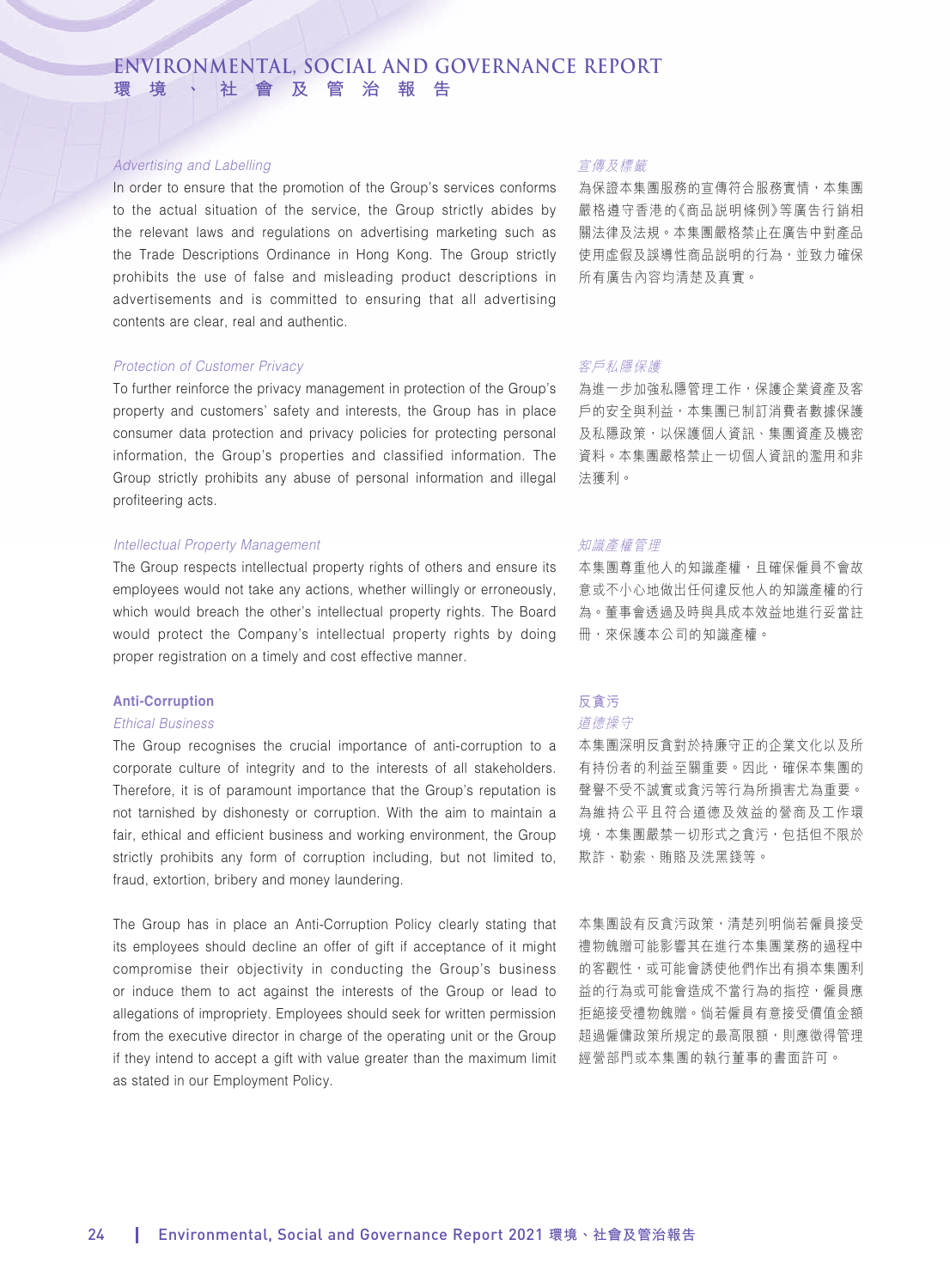*Advertising and Labelling*

In order to ensure that the promotion of the Group's services conforms to the actual situation of the service, the Group strictly abides by the relevant laws and regulations on advertising marketing such as the Trade Descriptions Ordinance in Hong Kong. The Group strictly prohibits the use of false and misleading product descriptions in advertisements and is committed to ensuring that all advertising contents are clear, real and authentic.

*宣傳及標籤*

為保證本集團服務的宣傳符合服務實情，本集團嚴格遵守香港的《商品説明條例》等廣告行銷相關法律及法規。本集團嚴格禁止在廣告中對產品使用虛假及誤導性商品説明的行為，並致力確保所有廣告內容均清楚及真實。

*Protection of Customer Privacy*

To further reinforce the privacy management in protection of the Group's property and customers' safety and interests, the Group has in place consumer data protection and privacy policies for protecting personal information, the Group's properties and classified information. The Group strictly prohibits any abuse of personal information and illegal profiteering acts.

*客戶私隱保護*

為進一步加強私隱管理工作，保護企業資產及客戶的安全與利益，本集團已制訂消費者數據保護及私隱政策，以保護個人資訊、集團資產及機密資料。本集團嚴格禁止一切個人資訊的濫用和非法獲利。

*Intellectual Property Management*

The Group respects intellectual property rights of others and ensure its employees would not take any actions, whether willingly or erroneously, which would breach the other's intellectual property rights. The Board would protect the Company's intellectual property rights by doing proper registration on a timely and cost effective manner.

*知識產權管理*

本集團尊重他人的知識產權，且確保僱員不會故意或不小心地做出任何違反他人的知識產權的行為。董事會透過及時與具成本效益地進行妥當註冊，來保護本公司的知識產權。

**Anti-Corruption**

*Ethical Business*

The Group recognises the crucial importance of anti-corruption to a corporate culture of integrity and to the interests of all stakeholders. Therefore, it is of paramount importance that the Group's reputation is not tarnished by dishonesty or corruption. With the aim to maintain a fair, ethical and efficient business and working environment, the Group strictly prohibits any form of corruption including, but not limited to, fraud, extortion, bribery and money laundering.

The Group has in place an Anti-Corruption Policy clearly stating that its employees should decline an offer of gift if acceptance of it might compromise their objectivity in conducting the Group's business or induce them to act against the interests of the Group or lead to allegations of impropriety. Employees should seek for written permission from the executive director in charge of the operating unit or the Group if they intend to accept a gift with value greater than the maximum limit as stated in our Employment Policy.

**反貪污**

*道德操守*

本集團深明反貪對於持廉守正的企業文化以及所有持份者的利益至關重要。因此，確保本集團的聲譽不受不誠實或貪污等行為所損害尤為重要。為維持公平且符合道德及效益的營商及工作環境，本集團嚴禁一切形式之貪污，包括但不限於欺詐、勒索、賄賂及洗黑錢等。

本集團設有反貪污政策，清楚列明倘若僱員接受禮物餽贈可能影響其在進行本集團業務的過程中的客觀性，或可能會誘使他們作出有損本集團利益的行為或可能會造成不當行為的指控，僱員應拒絕接受禮物餽贈。倘若僱員有意接受價值金額超過僱傭政策所規定的最高限額，則應徵得管理經營部門或本集團的執行董事的書面許可。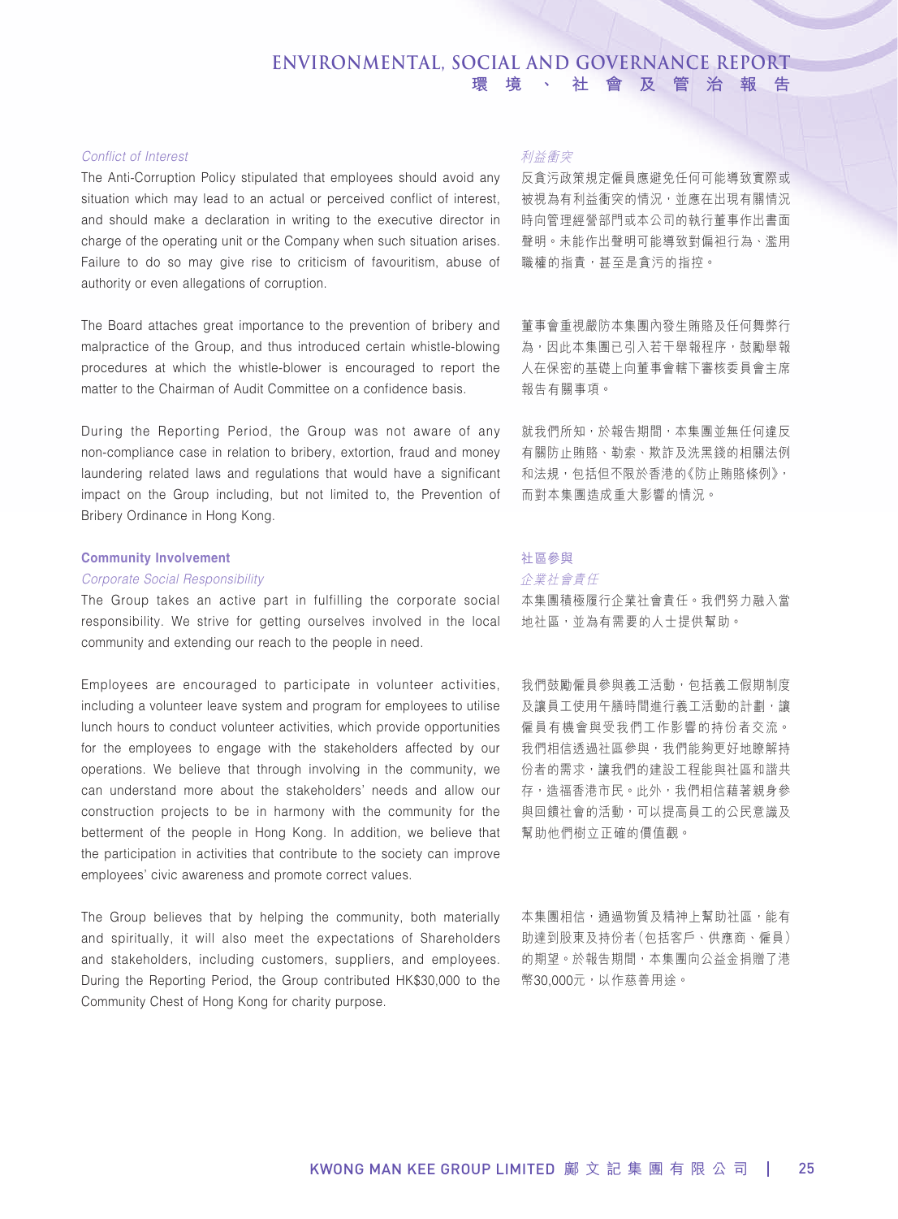*Conflict of Interest*

The Anti-Corruption Policy stipulated that employees should avoid any situation which may lead to an actual or perceived conflict of interest, and should make a declaration in writing to the executive director in charge of the operating unit or the Company when such situation arises. Failure to do so may give rise to criticism of favouritism, abuse of authority or even allegations of corruption.

The Board attaches great importance to the prevention of bribery and malpractice of the Group, and thus introduced certain whistle-blowing procedures at which the whistle-blower is encouraged to report the matter to the Chairman of Audit Committee on a confidence basis.

During the Reporting Period, the Group was not aware of any non-compliance case in relation to bribery, extortion, fraud and money laundering related laws and regulations that would have a significant impact on the Group including, but not limited to, the Prevention of Bribery Ordinance in Hong Kong.

**Community Involvement**

*Corporate Social Responsibility*

The Group takes an active part in fulfilling the corporate social responsibility. We strive for getting ourselves involved in the local community and extending our reach to the people in need.

Employees are encouraged to participate in volunteer activities, including a volunteer leave system and program for employees to utilise lunch hours to conduct volunteer activities, which provide opportunities for the employees to engage with the stakeholders affected by our operations. We believe that through involving in the community, we can understand more about the stakeholders' needs and allow our construction projects to be in harmony with the community for the betterment of the people in Hong Kong. In addition, we believe that the participation in activities that contribute to the society can improve employees' civic awareness and promote correct values.

The Group believes that by helping the community, both materially and spiritually, it will also meet the expectations of Shareholders and stakeholders, including customers, suppliers, and employees. During the Reporting Period, the Group contributed HK$30,000 to the Community Chest of Hong Kong for charity purpose.

*利益衝突*

反貪污政策規定僱員應避免任何可能導致實際或被視為有利益衝突的情況，並應在出現有關情況時向管理經營部門或本公司的執行董事作出書面聲明。未能作出聲明可能導致對偏袒行為、濫用職權的指責，甚至是貪污的指控。

董事會重視嚴防本集團內發生賄賂及任何舞弊行為，因此本集團已引入若干舉報程序，鼓勵舉報人在保密的基礎上向董事會轄下審核委員會主席報告有關事項。

就我們所知，於報告期間，本集團並無任何違反有關防止賄賂、勒索、欺詐及洗黑錢的相關法例和法規，包括但不限於香港的《防止賄賂條例》，而對本集團造成重大影響的情況。

**社區參與**

*企業社會責任*

本集團積極履行企業社會責任。我們努力融入當地社區，並為有需要的人士提供幫助。

我們鼓勵僱員參與義工活動，包括義工假期制度及讓員工使用午膳時間進行義工活動的計劃，讓僱員有機會與受我們工作影響的持份者交流。我們相信透過社區參與，我們能夠更好地瞭解持份者的需求，讓我們的建設工程能與社區和諧共存，造福香港市民。此外，我們相信藉著親身參與回饋社會的活動，可以提高員工的公民意識及幫助他們樹立正確的價值觀。

本集團相信，通過物質及精神上幫助社區，能有助達到股東及持份者（包括客戶、供應商、僱員）的期望。於報告期間，本集團向公益金捐贈了港幣30,000元，以作慈善用途。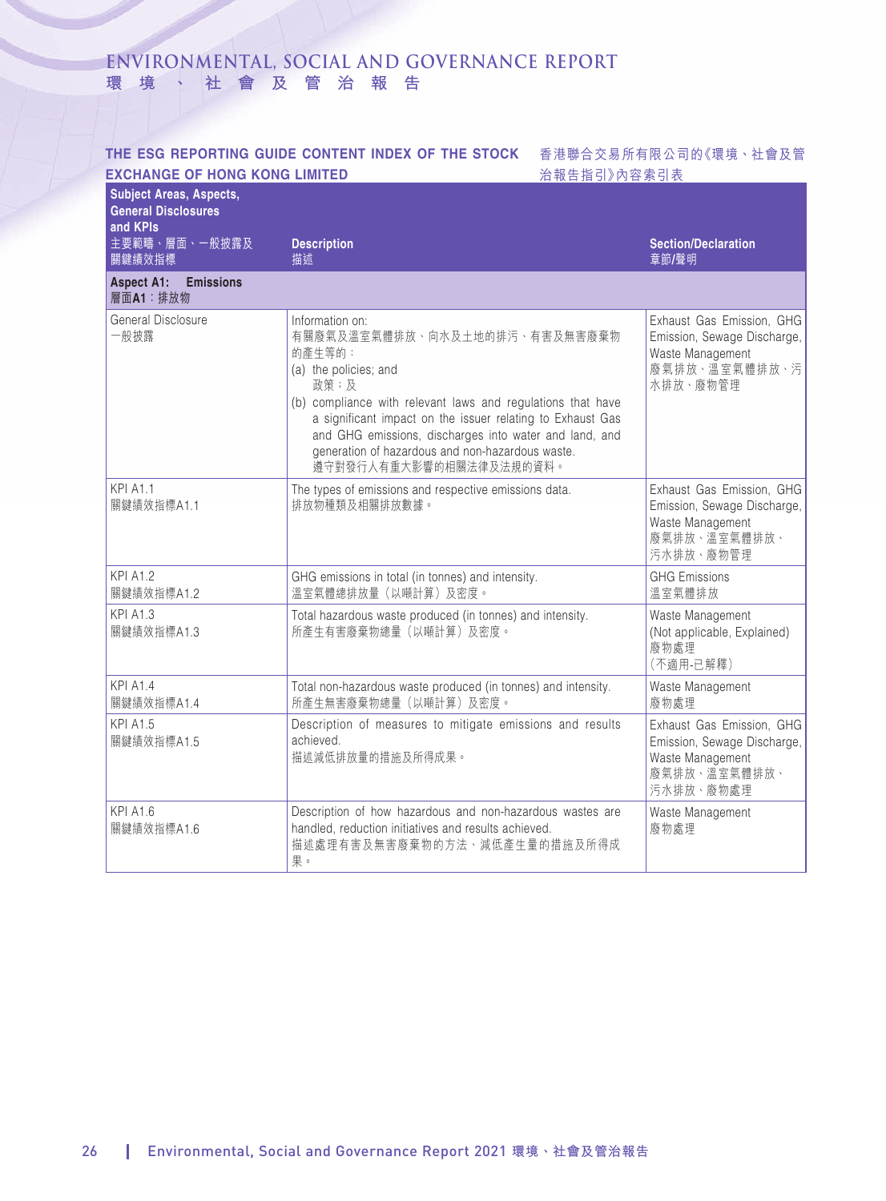## THE ESG REPORTING GUIDE CONTENT INDEX OF THE STOCK EXCHANGE OF HONG KONG LIMITED

## 香港聯合交易所有限公司的《環境、社會及管治報告指引》內容索引表

| Subject Areas, Aspects, General Disclosures and KPIs<br>主要範疇、層面、一般披露及關鍵績效指標 | Description<br>描述 | Section/Declaration<br>章節/聲明 |
|---|---|---|
| **Aspect A1: Emissions**<br>**層面A1：排放物** | | |
| General Disclosure<br>一般披露 | Information on:<br>有關廢氣及溫室氣體排放、向水及土地的排污、有害及無害廢棄物的產生等的：<br>(a) the policies; and<br>政策；及<br>(b) compliance with relevant laws and regulations that have a significant impact on the issuer relating to Exhaust Gas and GHG emissions, discharges into water and land, and generation of hazardous and non-hazardous waste.<br>遵守對發行人有重大影響的相關法律及法規的資料。 | Exhaust Gas Emission, GHG Emission, Sewage Discharge, Waste Management<br>廢氣排放、溫室氣體排放、污水排放、廢物管理 |
| KPI A1.1<br>關鍵績效指標A1.1 | The types of emissions and respective emissions data.<br>排放物種類及相關排放數據。 | Exhaust Gas Emission, GHG Emission, Sewage Discharge, Waste Management<br>廢氣排放、溫室氣體排放、污水排放、廢物管理 |
| KPI A1.2<br>關鍵績效指標A1.2 | GHG emissions in total (in tonnes) and intensity.<br>溫室氣體總排放量（以噸計算）及密度。 | GHG Emissions<br>溫室氣體排放 |
| KPI A1.3<br>關鍵績效指標A1.3 | Total hazardous waste produced (in tonnes) and intensity.<br>所產生有害廢棄物總量（以噸計算）及密度。 | Waste Management<br>(Not applicable, Explained)<br>廢物處理<br>（不適用-已解釋） |
| KPI A1.4<br>關鍵績效指標A1.4 | Total non-hazardous waste produced (in tonnes) and intensity.<br>所產生無害廢棄物總量（以噸計算）及密度。 | Waste Management<br>廢物處理 |
| KPI A1.5<br>關鍵績效指標A1.5 | Description of measures to mitigate emissions and results achieved.<br>描述減低排放量的措施及所得成果。 | Exhaust Gas Emission, GHG Emission, Sewage Discharge, Waste Management<br>廢氣排放、溫室氣體排放、污水排放、廢物處理 |
| KPI A1.6<br>關鍵績效指標A1.6 | Description of how hazardous and non-hazardous wastes are handled, reduction initiatives and results achieved.<br>描述處理有害及無害廢棄物的方法、減低產生量的措施及所得成果。 | Waste Management<br>廢物處理 |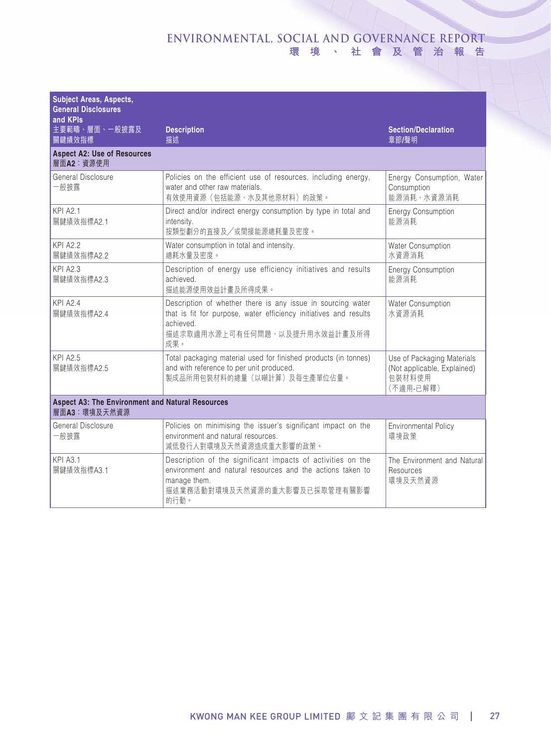| Subject Areas, Aspects, General Disclosures and KPIs 主要範疇、層面、一般披露及關鍵績效指標 | Description 描述 | Section/Declaration 章節/聲明 |
|---|---|---|
| **Aspect A2: Use of Resources 層面A2：資源使用** | | |
| General Disclosure 一般披露 | Policies on the efficient use of resources, including energy, water and other raw materials. 有效使用資源（包括能源、水及其他原材料）的政策。 | Energy Consumption, Water Consumption 能源消耗、水資源消耗 |
| KPI A2.1 關鍵績效指標A2.1 | Direct and/or indirect energy consumption by type in total and intensity. 按類型劃分的直接及／或間接能源總耗量及密度。 | Energy Consumption 能源消耗 |
| KPI A2.2 關鍵績效指標A2.2 | Water consumption in total and intensity. 總耗水量及密度。 | Water Consumption 水資源消耗 |
| KPI A2.3 關鍵績效指標A2.3 | Description of energy use efficiency initiatives and results achieved. 描述能源使用效益計畫及所得成果。 | Energy Consumption 能源消耗 |
| KPI A2.4 關鍵績效指標A2.4 | Description of whether there is any issue in sourcing water that is fit for purpose, water efficiency initiatives and results achieved. 描述求取適用水源上可有任何問題，以及提升用水效益計畫及所得成果。 | Water Consumption 水資源消耗 |
| KPI A2.5 關鍵績效指標A2.5 | Total packaging material used for finished products (in tonnes) and with reference to per unit produced. 製成品所用包裝材料的總量（以噸計算）及每生產單位佔量。 | Use of Packaging Materials (Not applicable, Explained) 包裝材料使用（不適用-已解釋） |
| **Aspect A3: The Environment and Natural Resources 層面A3：環境及天然資源** | | |
| General Disclosure 一般披露 | Policies on minimising the issuer's significant impact on the environment and natural resources. 減低發行人對環境及天然資源造成重大影響的政策。 | Environmental Policy 環境政策 |
| KPI A3.1 關鍵績效指標A3.1 | Description of the significant impacts of activities on the environment and natural resources and the actions taken to manage them. 描述業務活動對環境及天然資源的重大影響及已採取管理有關影響的行動。 | The Environment and Natural Resources 環境及天然資源 |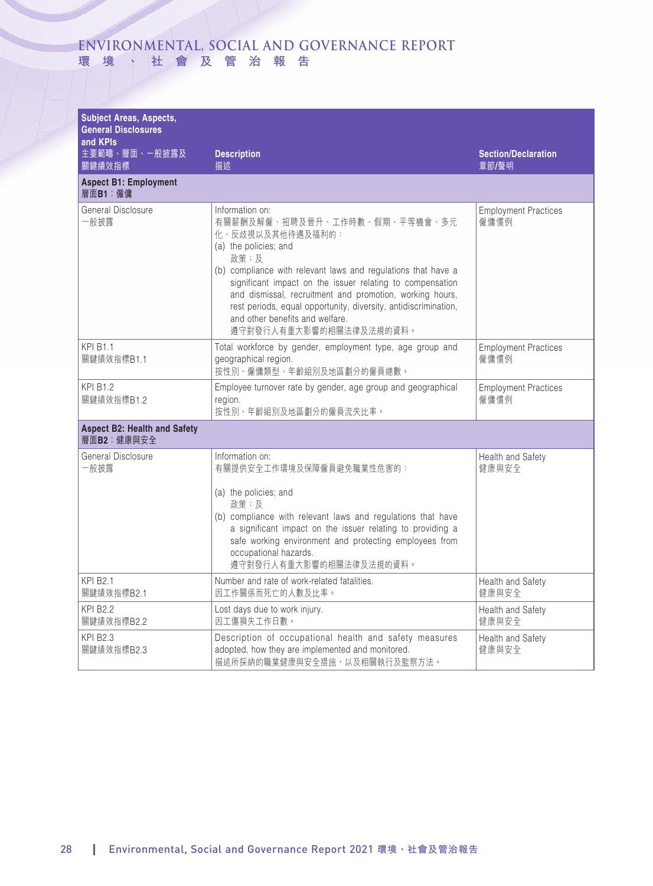| Subject Areas, Aspects, General Disclosures and KPIs<br>主要範疇、層面、一般披露及關鍵績效指標 | Description<br>描述 | Section/Declaration<br>章節/聲明 |
|---|---|---|
| **Aspect B1: Employment<br>層面B1：僱傭** | | |
| General Disclosure<br>一般披露 | Information on:<br>有關薪酬及解僱、招聘及晉升、工作時數、假期、平等機會、多元化、反歧視以及其他待遇及福利的：<br>(a) the policies; and<br>政策；及<br>(b) compliance with relevant laws and regulations that have a significant impact on the issuer relating to compensation and dismissal, recruitment and promotion, working hours, rest periods, equal opportunity, diversity, antidiscrimination, and other benefits and welfare.<br>遵守對發行人有重大影響的相關法律及法規的資料。 | Employment Practices<br>僱傭慣例 |
| KPI B1.1<br>關鍵績效指標B1.1 | Total workforce by gender, employment type, age group and geographical region.<br>按性別、僱傭類型、年齡組別及地區劃分的僱員總數。 | Employment Practices<br>僱傭慣例 |
| KPI B1.2<br>關鍵績效指標B1.2 | Employee turnover rate by gender, age group and geographical region.<br>按性別、年齡組別及地區劃分的僱員流失比率。 | Employment Practices<br>僱傭慣例 |
| **Aspect B2: Health and Safety<br>層面B2：健康與安全** | | |
| General Disclosure<br>一般披露 | Information on:<br>有關提供安全工作環境及保障僱員避免職業性危害的：<br>(a) the policies; and<br>政策；及<br>(b) compliance with relevant laws and regulations that have a significant impact on the issuer relating to providing a safe working environment and protecting employees from occupational hazards.<br>遵守對發行人有重大影響的相關法律及法規的資料。 | Health and Safety<br>健康與安全 |
| KPI B2.1<br>關鍵績效指標B2.1 | Number and rate of work-related fatalities.<br>因工作關係而死亡的人數及比率。 | Health and Safety<br>健康與安全 |
| KPI B2.2<br>關鍵績效指標B2.2 | Lost days due to work injury.<br>因工傷損失工作日數。 | Health and Safety<br>健康與安全 |
| KPI B2.3<br>關鍵績效指標B2.3 | Description of occupational health and safety measures adopted, how they are implemented and monitored.<br>描述所採納的職業健康與安全措施，以及相關執行及監察方法。 | Health and Safety<br>健康與安全 |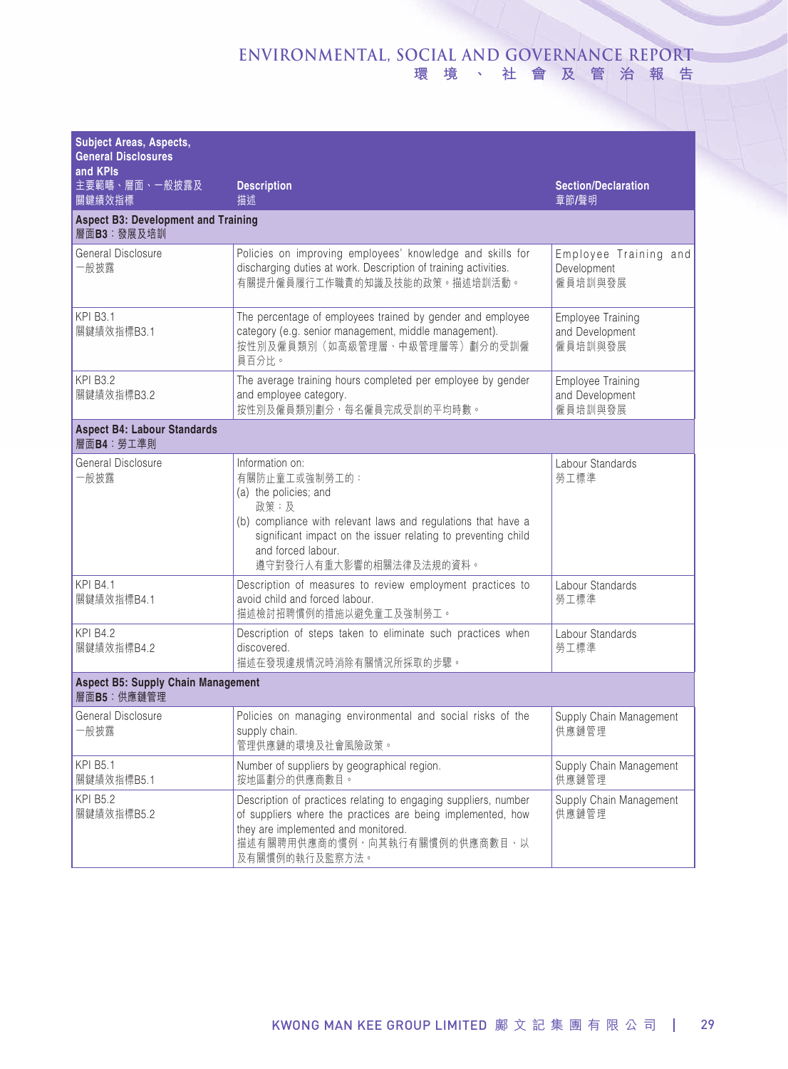| Subject Areas, Aspects, General Disclosures and KPIs<br>主要範疇、層面、一般披露及關鍵績效指標 | Description<br>描述 | Section/Declaration<br>章節/聲明 |
|---|---|---|
| **Aspect B3: Development and Training**<br>**層面B3：發展及培訓** | | |
| General Disclosure<br>一般披露 | Policies on improving employees' knowledge and skills for discharging duties at work. Description of training activities.<br>有關提升僱員履行工作職責的知識及技能的政策。描述培訓活動。 | Employee Training and Development<br>僱員培訓與發展 |
| KPI B3.1<br>關鍵績效指標B3.1 | The percentage of employees trained by gender and employee category (e.g. senior management, middle management).<br>按性別及僱員類別（如高級管理層、中級管理層等）劃分的受訓僱員百分比。 | Employee Training and Development<br>僱員培訓與發展 |
| KPI B3.2<br>關鍵績效指標B3.2 | The average training hours completed per employee by gender and employee category.<br>按性別及僱員類別劃分，每名僱員完成受訓的平均時數。 | Employee Training and Development<br>僱員培訓與發展 |
| **Aspect B4: Labour Standards**<br>**層面B4：勞工準則** | | |
| General Disclosure<br>一般披露 | Information on:<br>有關防止童工或強制勞工的：<br>(a) the policies; and<br>政策；及<br>(b) compliance with relevant laws and regulations that have a significant impact on the issuer relating to preventing child and forced labour.<br>遵守對發行人有重大影響的相關法律及法規的資料。 | Labour Standards<br>勞工標準 |
| KPI B4.1<br>關鍵績效指標B4.1 | Description of measures to review employment practices to avoid child and forced labour.<br>描述檢討招聘慣例的措施以避免童工及強制勞工。 | Labour Standards<br>勞工標準 |
| KPI B4.2<br>關鍵績效指標B4.2 | Description of steps taken to eliminate such practices when discovered.<br>描述在發現違規情況時消除有關情況所採取的步驟。 | Labour Standards<br>勞工標準 |
| **Aspect B5: Supply Chain Management**<br>**層面B5：供應鏈管理** | | |
| General Disclosure<br>一般披露 | Policies on managing environmental and social risks of the supply chain.<br>管理供應鏈的環境及社會風險政策。 | Supply Chain Management<br>供應鏈管理 |
| KPI B5.1<br>關鍵績效指標B5.1 | Number of suppliers by geographical region.<br>按地區劃分的供應商數目。 | Supply Chain Management<br>供應鏈管理 |
| KPI B5.2<br>關鍵績效指標B5.2 | Description of practices relating to engaging suppliers, number of suppliers where the practices are being implemented, how they are implemented and monitored.<br>描述有關聘用供應商的慣例，向其執行有關慣例的供應商數目、以及有關慣例的執行及監察方法。 | Supply Chain Management<br>供應鏈管理 |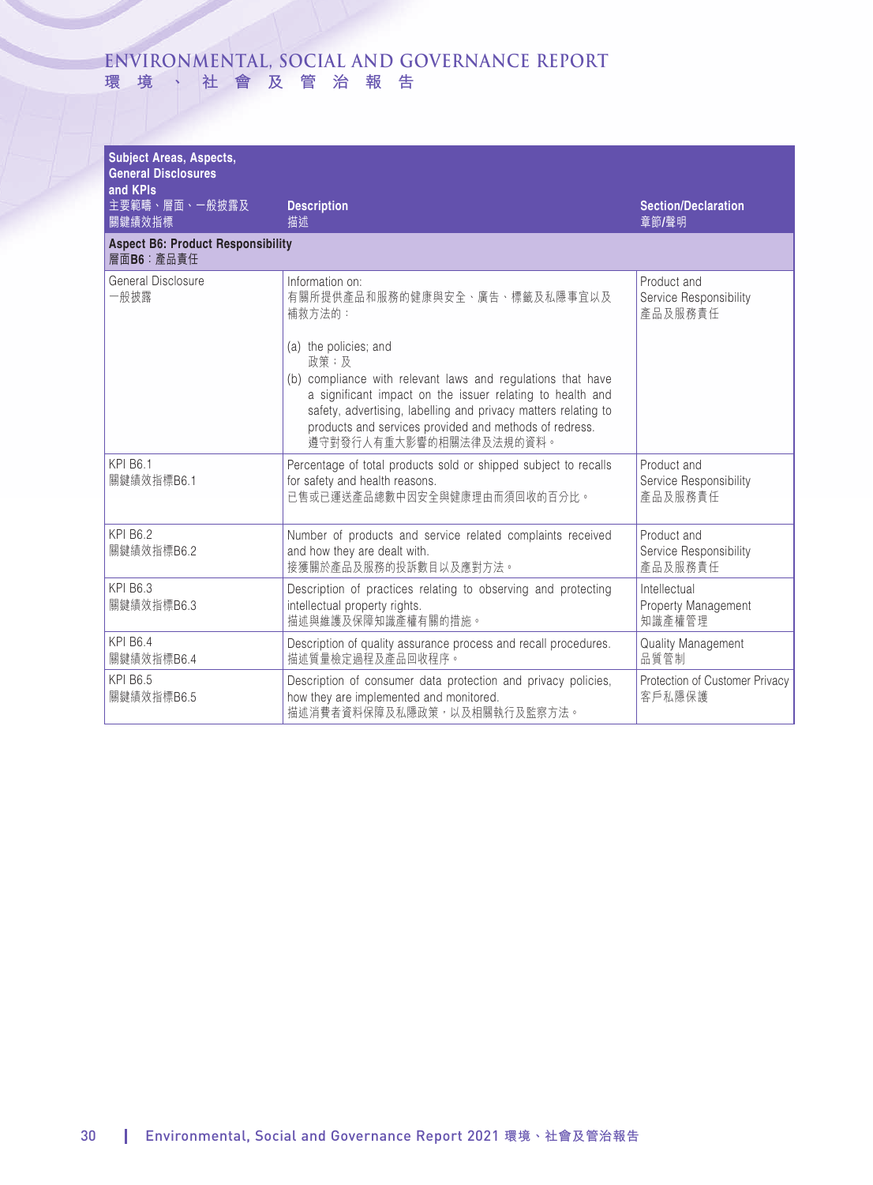| Subject Areas, Aspects, General Disclosures and KPIs<br>主要範疇、層面、一般披露及關鍵績效指標 | Description<br>描述 | Section/Declaration<br>章節/聲明 |
|---|---|---|
| **Aspect B6: Product Responsibility**<br>**層面B6：產品責任** | | |
| General Disclosure<br>一般披露 | Information on:<br>有關所提供產品和服務的健康與安全、廣告、標籤及私隱事宜以及補救方法的：<br><br>(a) the policies; and<br>政策；及<br>(b) compliance with relevant laws and regulations that have a significant impact on the issuer relating to health and safety, advertising, labelling and privacy matters relating to products and services provided and methods of redress.<br>遵守對發行人有重大影響的相關法律及法規的資料。 | Product and Service Responsibility<br>產品及服務責任 |
| KPI B6.1<br>關鍵績效指標B6.1 | Percentage of total products sold or shipped subject to recalls for safety and health reasons.<br>已售或已運送產品總數中因安全與健康理由而須回收的百分比。 | Product and Service Responsibility<br>產品及服務責任 |
| KPI B6.2<br>關鍵績效指標B6.2 | Number of products and service related complaints received and how they are dealt with.<br>接獲關於產品及服務的投訴數目以及應對方法。 | Product and Service Responsibility<br>產品及服務責任 |
| KPI B6.3<br>關鍵績效指標B6.3 | Description of practices relating to observing and protecting intellectual property rights.<br>描述與維護及保障知識產權有關的措施。 | Intellectual Property Management<br>知識產權管理 |
| KPI B6.4<br>關鍵績效指標B6.4 | Description of quality assurance process and recall procedures.<br>描述質量檢定過程及產品回收程序。 | Quality Management<br>品質管制 |
| KPI B6.5<br>關鍵績效指標B6.5 | Description of consumer data protection and privacy policies, how they are implemented and monitored.<br>描述消費者資料保障及私隱政策，以及相關執行及監察方法。 | Protection of Customer Privacy<br>客戶私隱保護 |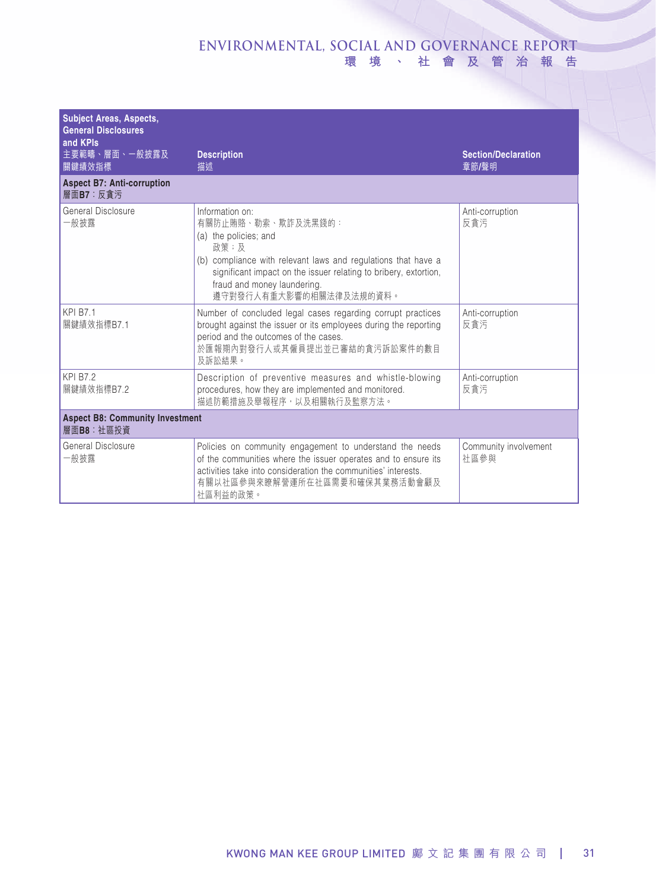| Subject Areas, Aspects, General Disclosures and KPIs<br>主要範疇、層面、一般披露及關鍵績效指標 | Description<br>描述 | Section/Declaration<br>章節/聲明 |
|---|---|---|
| **Aspect B7: Anti-corruption**<br>**層面B7**：反貪污 | | |
| General Disclosure<br>一般披露 | Information on:<br>有關防止賄賂、勒索、欺詐及洗黑錢的：<br>(a) the policies; and<br>政策；及<br>(b) compliance with relevant laws and regulations that have a significant impact on the issuer relating to bribery, extortion, fraud and money laundering.<br>遵守對發行人有重大影響的相關法律及法規的資料。 | Anti-corruption<br>反貪污 |
| KPI B7.1<br>關鍵績效指標B7.1 | Number of concluded legal cases regarding corrupt practices brought against the issuer or its employees during the reporting period and the outcomes of the cases.<br>於匯報期內對發行人或其僱員提出並已審結的貪污訴訟案件的數目及訴訟結果。 | Anti-corruption<br>反貪污 |
| KPI B7.2<br>關鍵績效指標B7.2 | Description of preventive measures and whistle-blowing procedures, how they are implemented and monitored.<br>描述防範措施及舉報程序，以及相關執行及監察方法。 | Anti-corruption<br>反貪污 |
| **Aspect B8: Community Investment**<br>**層面B8**：社區投資 | | |
| General Disclosure<br>一般披露 | Policies on community engagement to understand the needs of the communities where the issuer operates and to ensure its activities take into consideration the communities' interests.<br>有關以社區參與來瞭解營運所在社區需要和確保其業務活動會顧及社區利益的政策。 | Community involvement<br>社區參與 |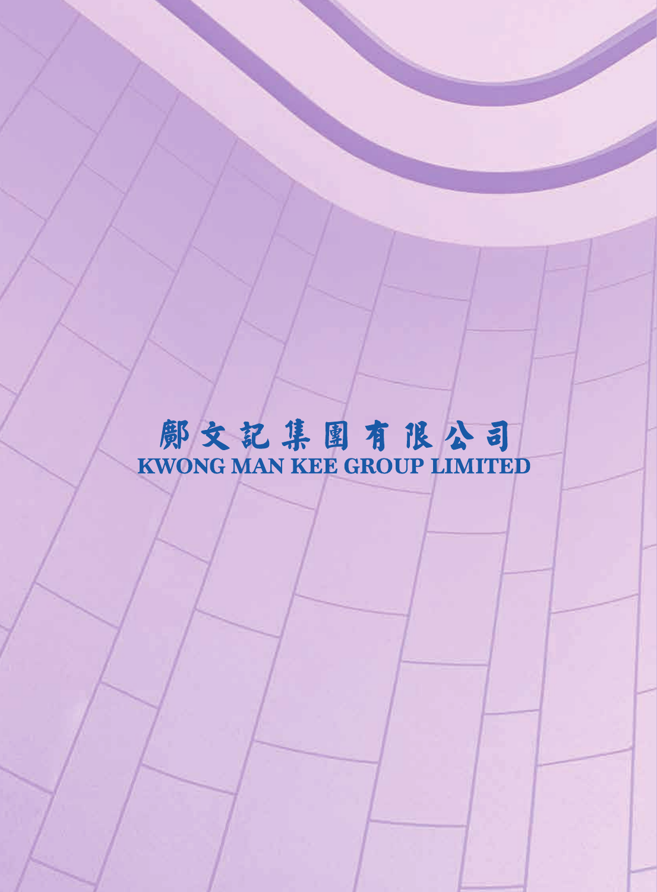鄺文記集團有限公司

KWONG MAN KEE GROUP LIMITED